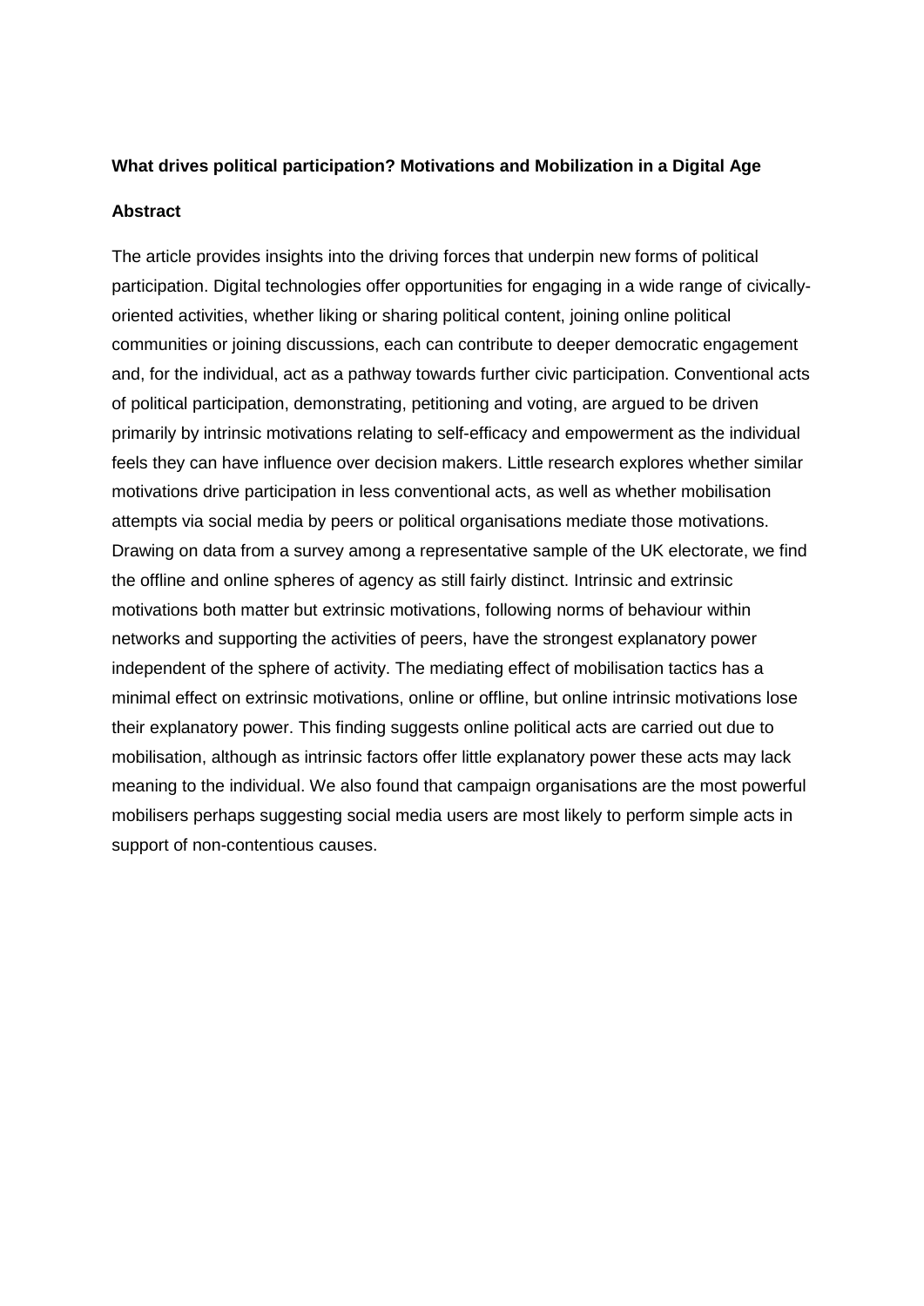**What drives political participation? Motivations and Mobilization in a Digital Age**

**Abstract**

The article provides insights into the driving forces that underpin new forms of political participation. Digital technologies offer opportunities for engaging in a wide range of civically-oriented activities, whether liking or sharing political content, joining online political communities or joining discussions, each can contribute to deeper democratic engagement and, for the individual, act as a pathway towards further civic participation. Conventional acts of political participation, demonstrating, petitioning and voting, are argued to be driven primarily by intrinsic motivations relating to self-efficacy and empowerment as the individual feels they can have influence over decision makers. Little research explores whether similar motivations drive participation in less conventional acts, as well as whether mobilisation attempts via social media by peers or political organisations mediate those motivations. Drawing on data from a survey among a representative sample of the UK electorate, we find the offline and online spheres of agency as still fairly distinct. Intrinsic and extrinsic motivations both matter but extrinsic motivations, following norms of behaviour within networks and supporting the activities of peers, have the strongest explanatory power independent of the sphere of activity. The mediating effect of mobilisation tactics has a minimal effect on extrinsic motivations, online or offline, but online intrinsic motivations lose their explanatory power. This finding suggests online political acts are carried out due to mobilisation, although as intrinsic factors offer little explanatory power these acts may lack meaning to the individual. We also found that campaign organisations are the most powerful mobilisers perhaps suggesting social media users are most likely to perform simple acts in support of non-contentious causes.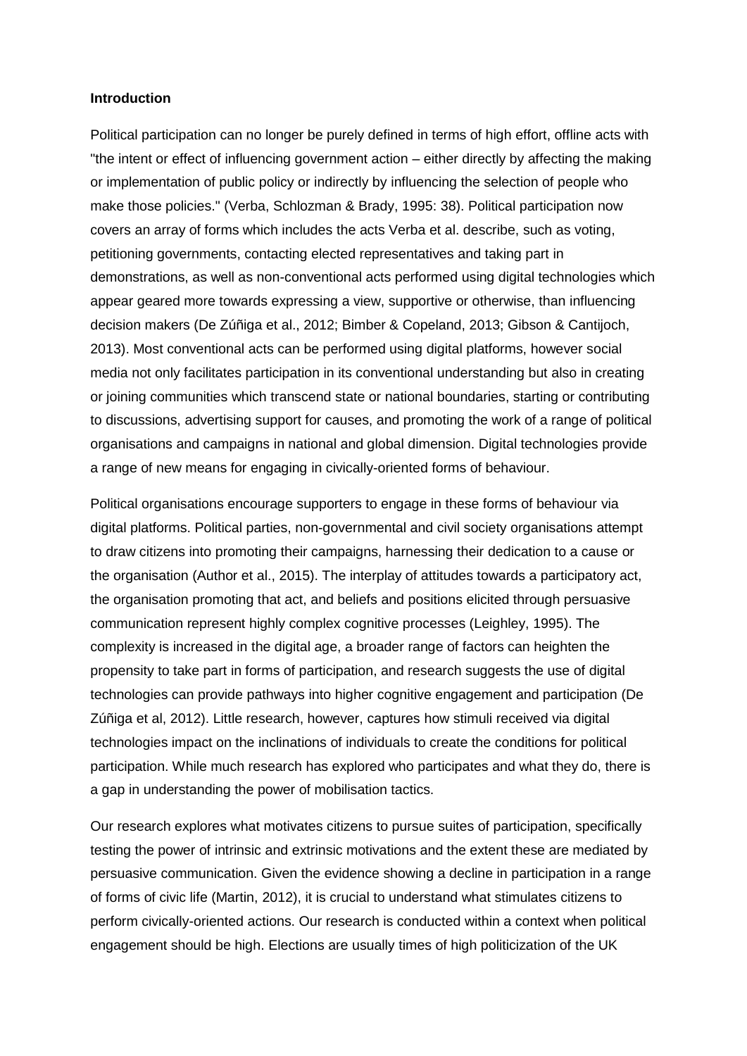**Introduction**

Political participation can no longer be purely defined in terms of high effort, offline acts with "the intent or effect of influencing government action – either directly by affecting the making or implementation of public policy or indirectly by influencing the selection of people who make those policies." (Verba, Schlozman & Brady, 1995: 38). Political participation now covers an array of forms which includes the acts Verba et al. describe, such as voting, petitioning governments, contacting elected representatives and taking part in demonstrations, as well as non-conventional acts performed using digital technologies which appear geared more towards expressing a view, supportive or otherwise, than influencing decision makers (De Zúñiga et al., 2012; Bimber & Copeland, 2013; Gibson & Cantijoch, 2013). Most conventional acts can be performed using digital platforms, however social media not only facilitates participation in its conventional understanding but also in creating or joining communities which transcend state or national boundaries, starting or contributing to discussions, advertising support for causes, and promoting the work of a range of political organisations and campaigns in national and global dimension. Digital technologies provide a range of new means for engaging in civically-oriented forms of behaviour.

Political organisations encourage supporters to engage in these forms of behaviour via digital platforms. Political parties, non-governmental and civil society organisations attempt to draw citizens into promoting their campaigns, harnessing their dedication to a cause or the organisation (Author et al., 2015). The interplay of attitudes towards a participatory act, the organisation promoting that act, and beliefs and positions elicited through persuasive communication represent highly complex cognitive processes (Leighley, 1995). The complexity is increased in the digital age, a broader range of factors can heighten the propensity to take part in forms of participation, and research suggests the use of digital technologies can provide pathways into higher cognitive engagement and participation (De Zúñiga et al, 2012). Little research, however, captures how stimuli received via digital technologies impact on the inclinations of individuals to create the conditions for political participation. While much research has explored who participates and what they do, there is a gap in understanding the power of mobilisation tactics.

Our research explores what motivates citizens to pursue suites of participation, specifically testing the power of intrinsic and extrinsic motivations and the extent these are mediated by persuasive communication. Given the evidence showing a decline in participation in a range of forms of civic life (Martin, 2012), it is crucial to understand what stimulates citizens to perform civically-oriented actions. Our research is conducted within a context when political engagement should be high. Elections are usually times of high politicization of the UK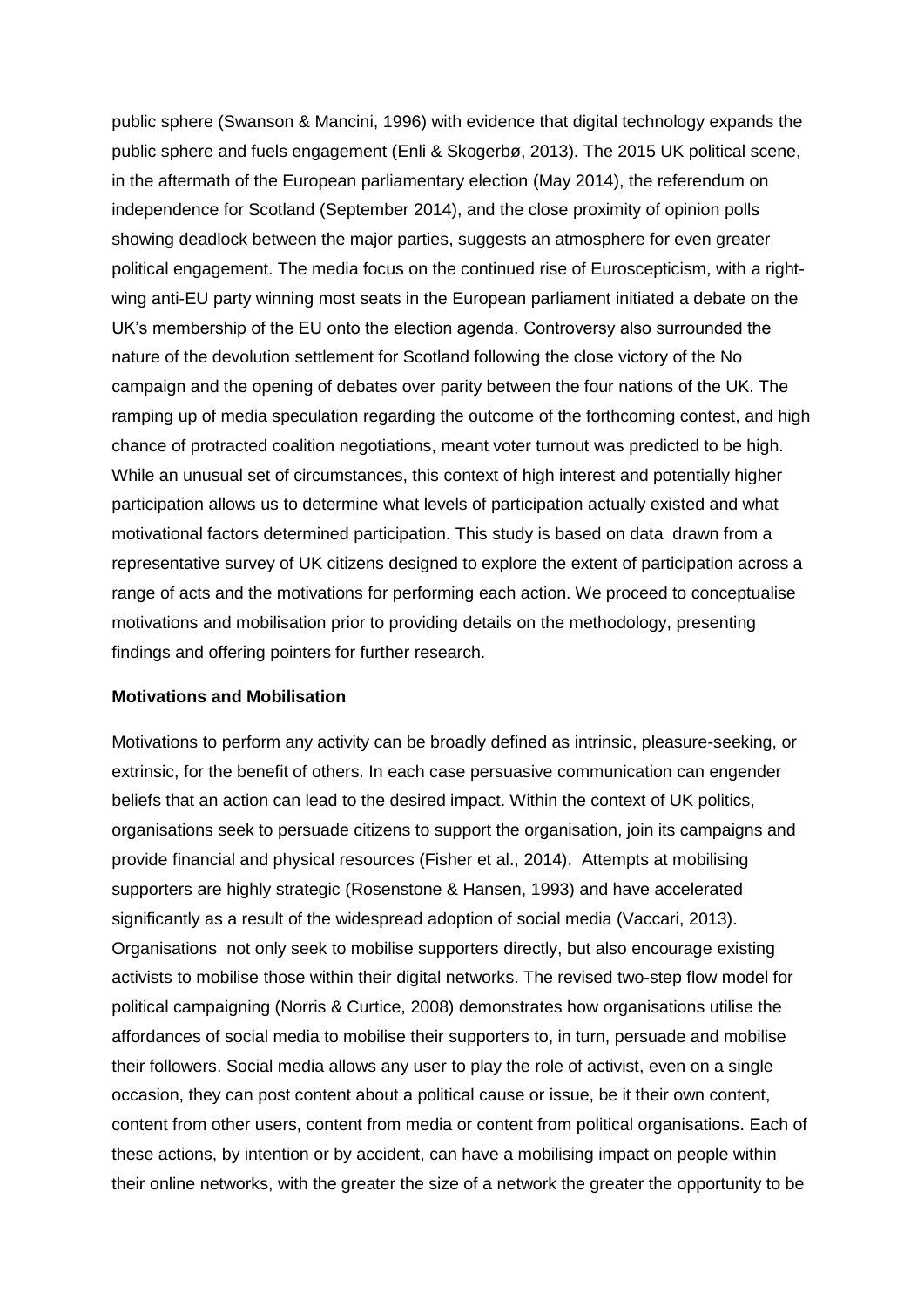public sphere (Swanson & Mancini, 1996) with evidence that digital technology expands the public sphere and fuels engagement (Enli & Skogerbø, 2013). The 2015 UK political scene, in the aftermath of the European parliamentary election (May 2014), the referendum on independence for Scotland (September 2014), and the close proximity of opinion polls showing deadlock between the major parties, suggests an atmosphere for even greater political engagement. The media focus on the continued rise of Euroscepticism, with a right-wing anti-EU party winning most seats in the European parliament initiated a debate on the UK's membership of the EU onto the election agenda. Controversy also surrounded the nature of the devolution settlement for Scotland following the close victory of the No campaign and the opening of debates over parity between the four nations of the UK. The ramping up of media speculation regarding the outcome of the forthcoming contest, and high chance of protracted coalition negotiations, meant voter turnout was predicted to be high. While an unusual set of circumstances, this context of high interest and potentially higher participation allows us to determine what levels of participation actually existed and what motivational factors determined participation. This study is based on data drawn from a representative survey of UK citizens designed to explore the extent of participation across a range of acts and the motivations for performing each action. We proceed to conceptualise motivations and mobilisation prior to providing details on the methodology, presenting findings and offering pointers for further research.

**Motivations and Mobilisation**

Motivations to perform any activity can be broadly defined as intrinsic, pleasure-seeking, or extrinsic, for the benefit of others. In each case persuasive communication can engender beliefs that an action can lead to the desired impact. Within the context of UK politics, organisations seek to persuade citizens to support the organisation, join its campaigns and provide financial and physical resources (Fisher et al., 2014). Attempts at mobilising supporters are highly strategic (Rosenstone & Hansen, 1993) and have accelerated significantly as a result of the widespread adoption of social media (Vaccari, 2013). Organisations not only seek to mobilise supporters directly, but also encourage existing activists to mobilise those within their digital networks. The revised two-step flow model for political campaigning (Norris & Curtice, 2008) demonstrates how organisations utilise the affordances of social media to mobilise their supporters to, in turn, persuade and mobilise their followers. Social media allows any user to play the role of activist, even on a single occasion, they can post content about a political cause or issue, be it their own content, content from other users, content from media or content from political organisations. Each of these actions, by intention or by accident, can have a mobilising impact on people within their online networks, with the greater the size of a network the greater the opportunity to be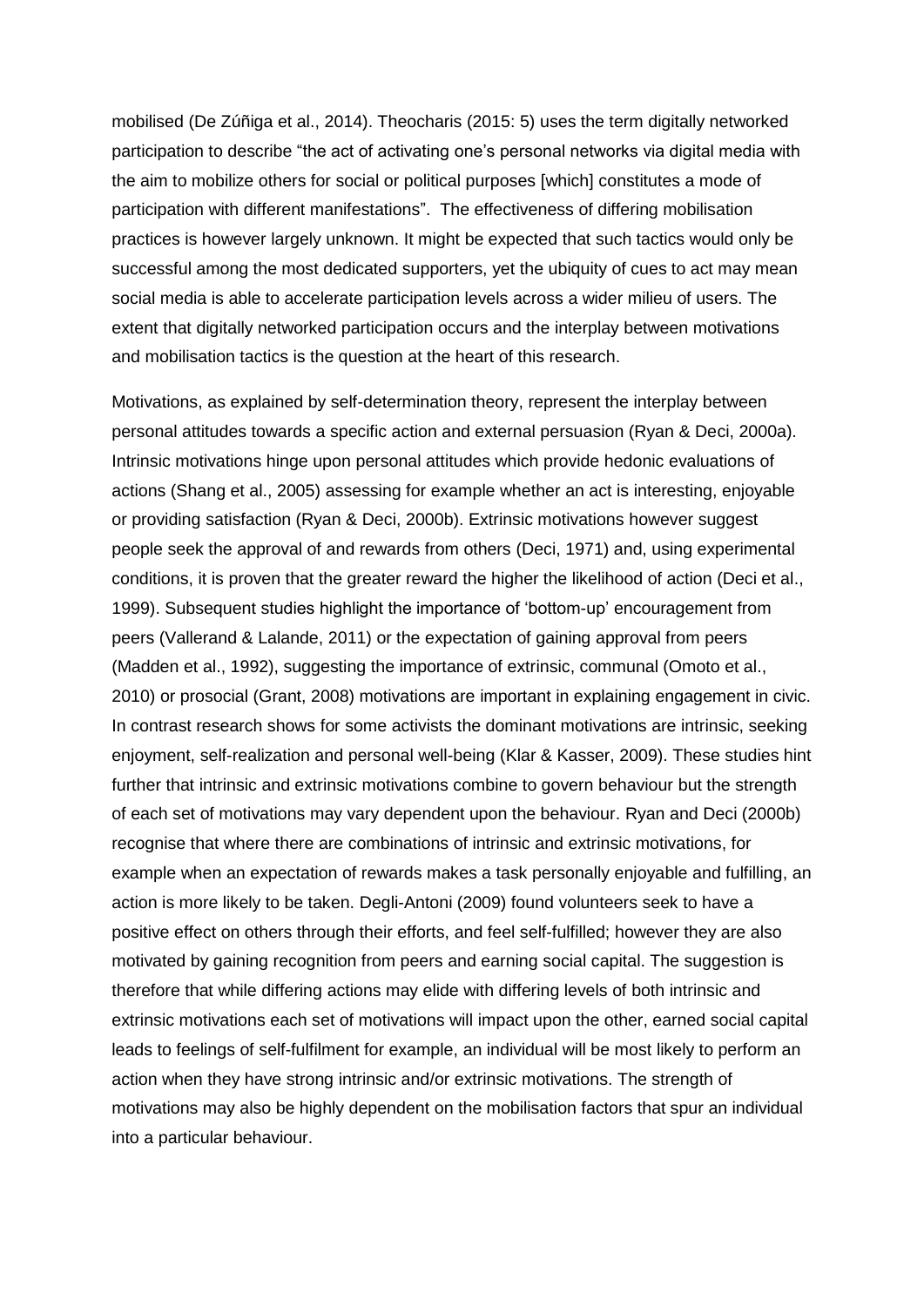mobilised (De Zúñiga et al., 2014). Theocharis (2015: 5) uses the term digitally networked participation to describe "the act of activating one's personal networks via digital media with the aim to mobilize others for social or political purposes [which] constitutes a mode of participation with different manifestations". The effectiveness of differing mobilisation practices is however largely unknown. It might be expected that such tactics would only be successful among the most dedicated supporters, yet the ubiquity of cues to act may mean social media is able to accelerate participation levels across a wider milieu of users. The extent that digitally networked participation occurs and the interplay between motivations and mobilisation tactics is the question at the heart of this research.

Motivations, as explained by self-determination theory, represent the interplay between personal attitudes towards a specific action and external persuasion (Ryan & Deci, 2000a). Intrinsic motivations hinge upon personal attitudes which provide hedonic evaluations of actions (Shang et al., 2005) assessing for example whether an act is interesting, enjoyable or providing satisfaction (Ryan & Deci, 2000b). Extrinsic motivations however suggest people seek the approval of and rewards from others (Deci, 1971) and, using experimental conditions, it is proven that the greater reward the higher the likelihood of action (Deci et al., 1999). Subsequent studies highlight the importance of 'bottom-up' encouragement from peers (Vallerand & Lalande, 2011) or the expectation of gaining approval from peers (Madden et al., 1992), suggesting the importance of extrinsic, communal (Omoto et al., 2010) or prosocial (Grant, 2008) motivations are important in explaining engagement in civic. In contrast research shows for some activists the dominant motivations are intrinsic, seeking enjoyment, self-realization and personal well-being (Klar & Kasser, 2009). These studies hint further that intrinsic and extrinsic motivations combine to govern behaviour but the strength of each set of motivations may vary dependent upon the behaviour. Ryan and Deci (2000b) recognise that where there are combinations of intrinsic and extrinsic motivations, for example when an expectation of rewards makes a task personally enjoyable and fulfilling, an action is more likely to be taken. Degli-Antoni (2009) found volunteers seek to have a positive effect on others through their efforts, and feel self-fulfilled; however they are also motivated by gaining recognition from peers and earning social capital. The suggestion is therefore that while differing actions may elide with differing levels of both intrinsic and extrinsic motivations each set of motivations will impact upon the other, earned social capital leads to feelings of self-fulfilment for example, an individual will be most likely to perform an action when they have strong intrinsic and/or extrinsic motivations. The strength of motivations may also be highly dependent on the mobilisation factors that spur an individual into a particular behaviour.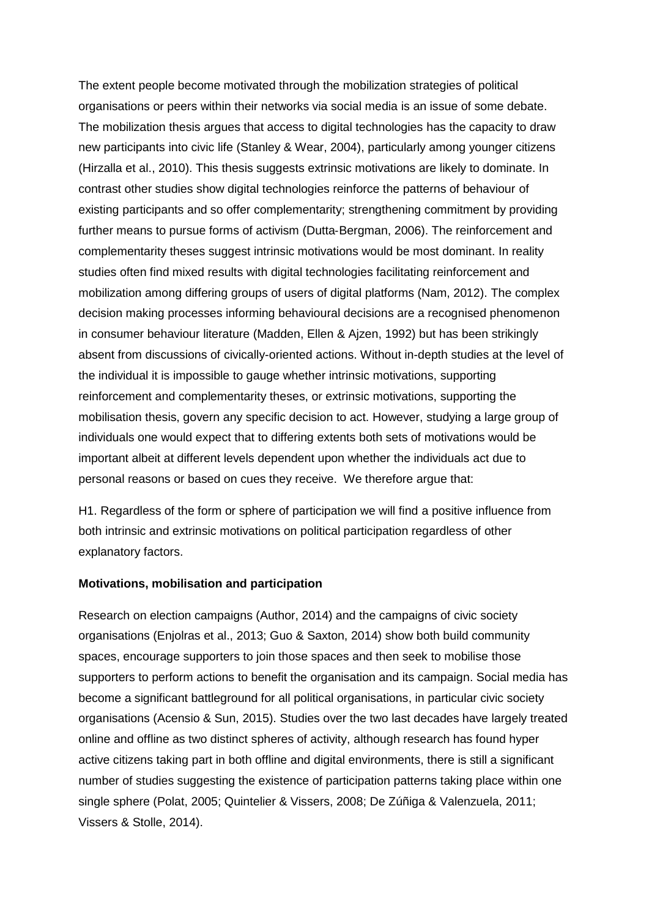The extent people become motivated through the mobilization strategies of political organisations or peers within their networks via social media is an issue of some debate. The mobilization thesis argues that access to digital technologies has the capacity to draw new participants into civic life (Stanley & Wear, 2004), particularly among younger citizens (Hirzalla et al., 2010). This thesis suggests extrinsic motivations are likely to dominate. In contrast other studies show digital technologies reinforce the patterns of behaviour of existing participants and so offer complementarity; strengthening commitment by providing further means to pursue forms of activism (Dutta-Bergman, 2006). The reinforcement and complementarity theses suggest intrinsic motivations would be most dominant. In reality studies often find mixed results with digital technologies facilitating reinforcement and mobilization among differing groups of users of digital platforms (Nam, 2012). The complex decision making processes informing behavioural decisions are a recognised phenomenon in consumer behaviour literature (Madden, Ellen & Ajzen, 1992) but has been strikingly absent from discussions of civically-oriented actions. Without in-depth studies at the level of the individual it is impossible to gauge whether intrinsic motivations, supporting reinforcement and complementarity theses, or extrinsic motivations, supporting the mobilisation thesis, govern any specific decision to act. However, studying a large group of individuals one would expect that to differing extents both sets of motivations would be important albeit at different levels dependent upon whether the individuals act due to personal reasons or based on cues they receive. We therefore argue that:

H1. Regardless of the form or sphere of participation we will find a positive influence from both intrinsic and extrinsic motivations on political participation regardless of other explanatory factors.

**Motivations, mobilisation and participation**

Research on election campaigns (Author, 2014) and the campaigns of civic society organisations (Enjolras et al., 2013; Guo & Saxton, 2014) show both build community spaces, encourage supporters to join those spaces and then seek to mobilise those supporters to perform actions to benefit the organisation and its campaign. Social media has become a significant battleground for all political organisations, in particular civic society organisations (Acensio & Sun, 2015). Studies over the two last decades have largely treated online and offline as two distinct spheres of activity, although research has found hyper active citizens taking part in both offline and digital environments, there is still a significant number of studies suggesting the existence of participation patterns taking place within one single sphere (Polat, 2005; Quintelier & Vissers, 2008; De Zúñiga & Valenzuela, 2011; Vissers & Stolle, 2014).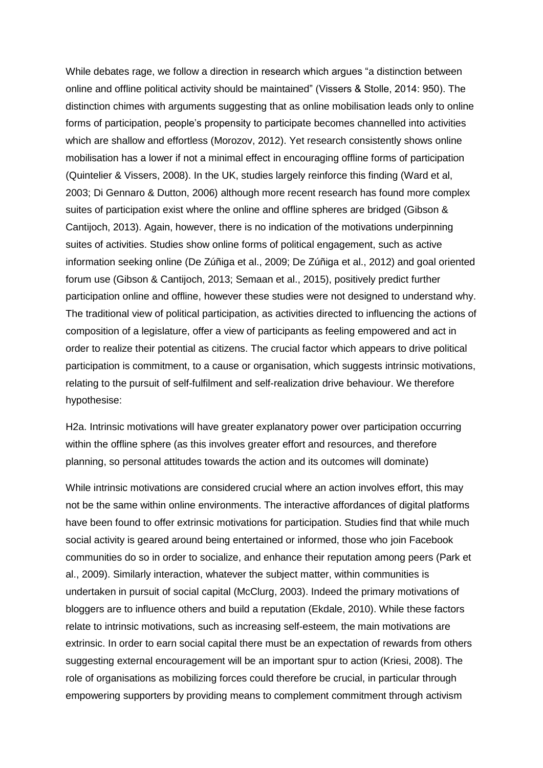While debates rage, we follow a direction in research which argues “a distinction between online and offline political activity should be maintained” (Vissers & Stolle, 2014: 950). The distinction chimes with arguments suggesting that as online mobilisation leads only to online forms of participation, people’s propensity to participate becomes channelled into activities which are shallow and effortless (Morozov, 2012). Yet research consistently shows online mobilisation has a lower if not a minimal effect in encouraging offline forms of participation (Quintelier & Vissers, 2008). In the UK, studies largely reinforce this finding (Ward et al, 2003; Di Gennaro & Dutton, 2006) although more recent research has found more complex suites of participation exist where the online and offline spheres are bridged (Gibson & Cantijoch, 2013). Again, however, there is no indication of the motivations underpinning suites of activities. Studies show online forms of political engagement, such as active information seeking online (De Zúñiga et al., 2009; De Zúñiga et al., 2012) and goal oriented forum use (Gibson & Cantijoch, 2013; Semaan et al., 2015), positively predict further participation online and offline, however these studies were not designed to understand why. The traditional view of political participation, as activities directed to influencing the actions of composition of a legislature, offer a view of participants as feeling empowered and act in order to realize their potential as citizens. The crucial factor which appears to drive political participation is commitment, to a cause or organisation, which suggests intrinsic motivations, relating to the pursuit of self-fulfilment and self-realization drive behaviour. We therefore hypothesise:

H2a. Intrinsic motivations will have greater explanatory power over participation occurring within the offline sphere (as this involves greater effort and resources, and therefore planning, so personal attitudes towards the action and its outcomes will dominate)

While intrinsic motivations are considered crucial where an action involves effort, this may not be the same within online environments. The interactive affordances of digital platforms have been found to offer extrinsic motivations for participation. Studies find that while much social activity is geared around being entertained or informed, those who join Facebook communities do so in order to socialize, and enhance their reputation among peers (Park et al., 2009). Similarly interaction, whatever the subject matter, within communities is undertaken in pursuit of social capital (McClurg, 2003). Indeed the primary motivations of bloggers are to influence others and build a reputation (Ekdale, 2010). While these factors relate to intrinsic motivations, such as increasing self-esteem, the main motivations are extrinsic. In order to earn social capital there must be an expectation of rewards from others suggesting external encouragement will be an important spur to action (Kriesi, 2008). The role of organisations as mobilizing forces could therefore be crucial, in particular through empowering supporters by providing means to complement commitment through activism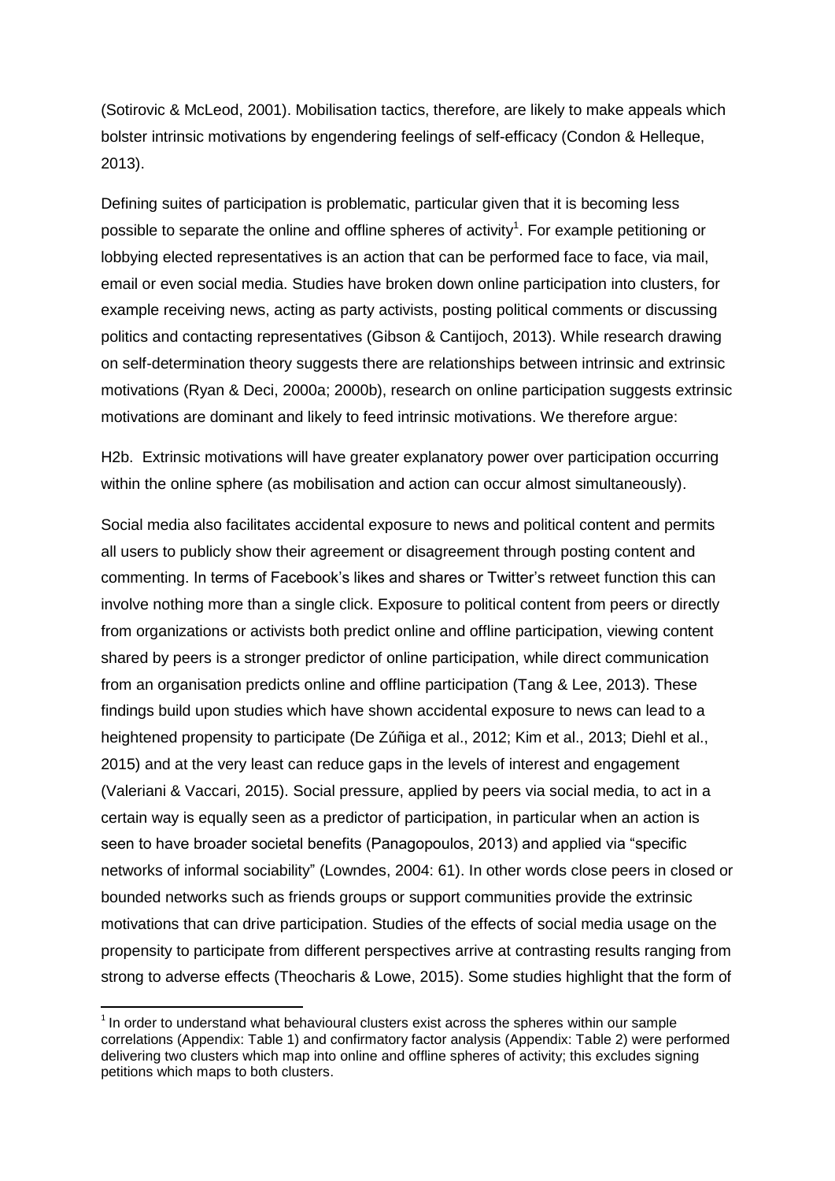(Sotirovic & McLeod, 2001). Mobilisation tactics, therefore, are likely to make appeals which bolster intrinsic motivations by engendering feelings of self-efficacy (Condon & Helleque, 2013).

Defining suites of participation is problematic, particular given that it is becoming less possible to separate the online and offline spheres of activity[1]. For example petitioning or lobbying elected representatives is an action that can be performed face to face, via mail, email or even social media. Studies have broken down online participation into clusters, for example receiving news, acting as party activists, posting political comments or discussing politics and contacting representatives (Gibson & Cantijoch, 2013). While research drawing on self-determination theory suggests there are relationships between intrinsic and extrinsic motivations (Ryan & Deci, 2000a; 2000b), research on online participation suggests extrinsic motivations are dominant and likely to feed intrinsic motivations. We therefore argue:

H2b. Extrinsic motivations will have greater explanatory power over participation occurring within the online sphere (as mobilisation and action can occur almost simultaneously).

Social media also facilitates accidental exposure to news and political content and permits all users to publicly show their agreement or disagreement through posting content and commenting. In terms of Facebook's likes and shares or Twitter's retweet function this can involve nothing more than a single click. Exposure to political content from peers or directly from organizations or activists both predict online and offline participation, viewing content shared by peers is a stronger predictor of online participation, while direct communication from an organisation predicts online and offline participation (Tang & Lee, 2013). These findings build upon studies which have shown accidental exposure to news can lead to a heightened propensity to participate (De Zúñiga et al., 2012; Kim et al., 2013; Diehl et al., 2015) and at the very least can reduce gaps in the levels of interest and engagement (Valeriani & Vaccari, 2015). Social pressure, applied by peers via social media, to act in a certain way is equally seen as a predictor of participation, in particular when an action is seen to have broader societal benefits (Panagopoulos, 2013) and applied via "specific networks of informal sociability" (Lowndes, 2004: 61). In other words close peers in closed or bounded networks such as friends groups or support communities provide the extrinsic motivations that can drive participation. Studies of the effects of social media usage on the propensity to participate from different perspectives arrive at contrasting results ranging from strong to adverse effects (Theocharis & Lowe, 2015). Some studies highlight that the form of

[1] In order to understand what behavioural clusters exist across the spheres within our sample correlations (Appendix: Table 1) and confirmatory factor analysis (Appendix: Table 2) were performed delivering two clusters which map into online and offline spheres of activity; this excludes signing petitions which maps to both clusters.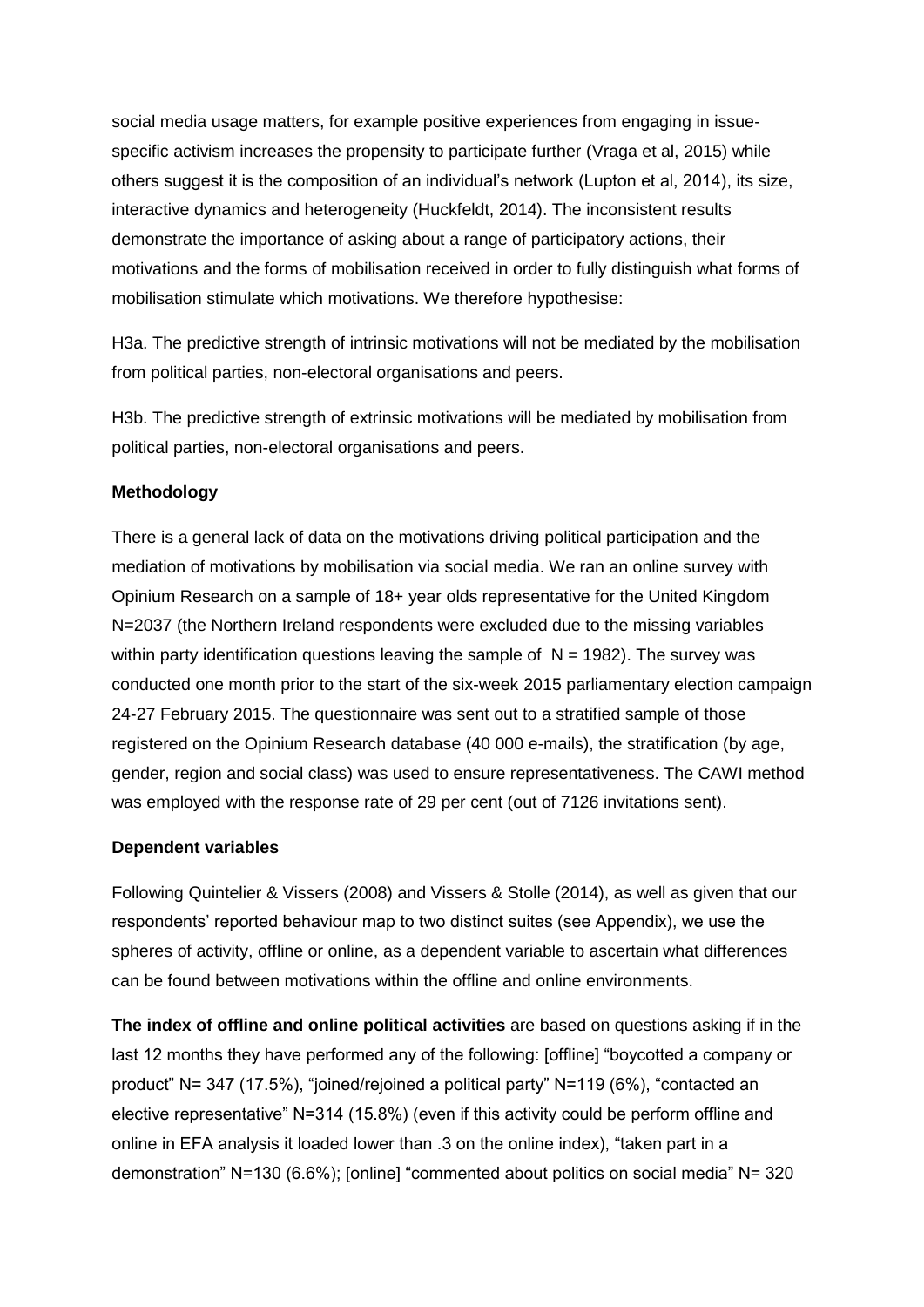social media usage matters, for example positive experiences from engaging in issue-specific activism increases the propensity to participate further (Vraga et al, 2015) while others suggest it is the composition of an individual's network (Lupton et al, 2014), its size, interactive dynamics and heterogeneity (Huckfeldt, 2014). The inconsistent results demonstrate the importance of asking about a range of participatory actions, their motivations and the forms of mobilisation received in order to fully distinguish what forms of mobilisation stimulate which motivations. We therefore hypothesise:

H3a. The predictive strength of intrinsic motivations will not be mediated by the mobilisation from political parties, non-electoral organisations and peers.

H3b. The predictive strength of extrinsic motivations will be mediated by mobilisation from political parties, non-electoral organisations and peers.

**Methodology**

There is a general lack of data on the motivations driving political participation and the mediation of motivations by mobilisation via social media. We ran an online survey with Opinium Research on a sample of 18+ year olds representative for the United Kingdom N=2037 (the Northern Ireland respondents were excluded due to the missing variables within party identification questions leaving the sample of  N = 1982). The survey was conducted one month prior to the start of the six-week 2015 parliamentary election campaign 24-27 February 2015. The questionnaire was sent out to a stratified sample of those registered on the Opinium Research database (40 000 e-mails), the stratification (by age, gender, region and social class) was used to ensure representativeness. The CAWI method was employed with the response rate of 29 per cent (out of 7126 invitations sent).

**Dependent variables**

Following Quintelier & Vissers (2008) and Vissers & Stolle (2014), as well as given that our respondents' reported behaviour map to two distinct suites (see Appendix), we use the spheres of activity, offline or online, as a dependent variable to ascertain what differences can be found between motivations within the offline and online environments.

**The index of offline and online political activities** are based on questions asking if in the last 12 months they have performed any of the following: [offline] "boycotted a company or product" N= 347 (17.5%), "joined/rejoined a political party" N=119 (6%), "contacted an elective representative" N=314 (15.8%) (even if this activity could be perform offline and online in EFA analysis it loaded lower than .3 on the online index), "taken part in a demonstration" N=130 (6.6%); [online] "commented about politics on social media" N= 320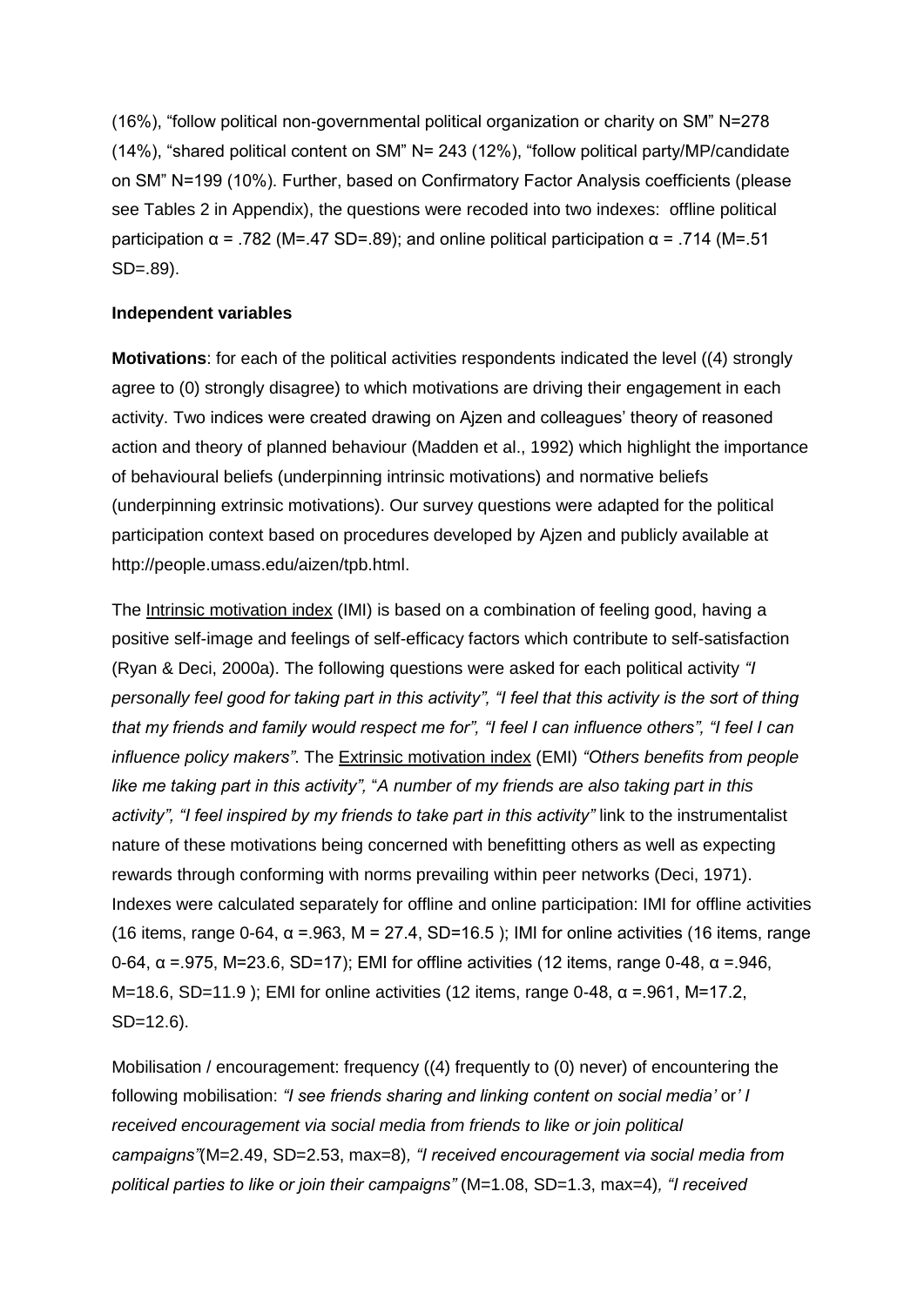(16%), “follow political non-governmental political organization or charity on SM” N=278 (14%), “shared political content on SM” N= 243 (12%), “follow political party/MP/candidate on SM” N=199 (10%). Further, based on Confirmatory Factor Analysis coefficients (please see Tables 2 in Appendix), the questions were recoded into two indexes: offline political participation $\alpha$ = .782 (M=.47 SD=.89); and online political participation $\alpha$ = .714 (M=.51 SD=.89).

**Independent variables**

**Motivations**: for each of the political activities respondents indicated the level ((4) strongly agree to (0) strongly disagree) to which motivations are driving their engagement in each activity. Two indices were created drawing on Ajzen and colleagues' theory of reasoned action and theory of planned behaviour (Madden et al., 1992) which highlight the importance of behavioural beliefs (underpinning intrinsic motivations) and normative beliefs (underpinning extrinsic motivations). Our survey questions were adapted for the political participation context based on procedures developed by Ajzen and publicly available at http://people.umass.edu/aizen/tpb.html.

The Intrinsic motivation index (IMI) is based on a combination of feeling good, having a positive self-image and feelings of self-efficacy factors which contribute to self-satisfaction (Ryan & Deci, 2000a). The following questions were asked for each political activity *“I personally feel good for taking part in this activity”, “I feel that this activity is the sort of thing that my friends and family would respect me for”, “I feel I can influence others”, “I feel I can influence policy makers”*. The Extrinsic motivation index (EMI) *“Others benefits from people like me taking part in this activity”,* “*A number of my friends are also taking part in this activity”, “I feel inspired by my friends to take part in this activity”* link to the instrumentalist nature of these motivations being concerned with benefitting others as well as expecting rewards through conforming with norms prevailing within peer networks (Deci, 1971). Indexes were calculated separately for offline and online participation: IMI for offline activities (16 items, range 0-64, $\alpha$ =.963, M = 27.4, SD=16.5 ); IMI for online activities (16 items, range 0-64, $\alpha$ =.975, M=23.6, SD=17); EMI for offline activities (12 items, range 0-48, $\alpha$ =.946, M=18.6, SD=11.9 ); EMI for online activities (12 items, range 0-48, $\alpha$ =.961, M=17.2, SD=12.6).

Mobilisation / encouragement: frequency ((4) frequently to (0) never) of encountering the following mobilisation: *“I see friends sharing and linking content on social media’* or*’ I received encouragement via social media from friends to like or join political campaigns”*(M=2.49, SD=2.53, max=8)*, “I received encouragement via social media from political parties to like or join their campaigns”* (M=1.08, SD=1.3, max=4)*, “I received*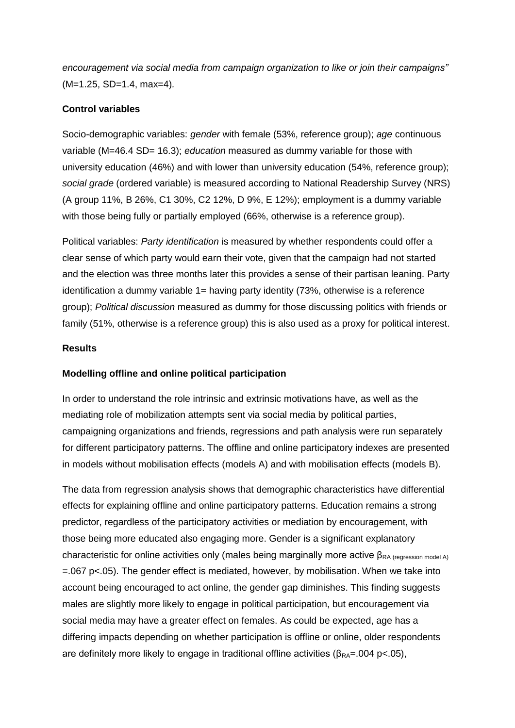*encouragement via social media from campaign organization to like or join their campaigns"* (M=1.25, SD=1.4, max=4).

**Control variables**

Socio-demographic variables: *gender* with female (53%, reference group); *age* continuous variable (M=46.4 SD= 16.3); *education* measured as dummy variable for those with university education (46%) and with lower than university education (54%, reference group); *social grade* (ordered variable) is measured according to National Readership Survey (NRS) (A group 11%, B 26%, C1 30%, C2 12%, D 9%, E 12%); employment is a dummy variable with those being fully or partially employed (66%, otherwise is a reference group).

Political variables: *Party identification* is measured by whether respondents could offer a clear sense of which party would earn their vote, given that the campaign had not started and the election was three months later this provides a sense of their partisan leaning. Party identification a dummy variable 1= having party identity (73%, otherwise is a reference group); *Political discussion* measured as dummy for those discussing politics with friends or family (51%, otherwise is a reference group) this is also used as a proxy for political interest.

**Results**

**Modelling offline and online political participation**

In order to understand the role intrinsic and extrinsic motivations have, as well as the mediating role of mobilization attempts sent via social media by political parties, campaigning organizations and friends, regressions and path analysis were run separately for different participatory patterns. The offline and online participatory indexes are presented in models without mobilisation effects (models A) and with mobilisation effects (models B).

The data from regression analysis shows that demographic characteristics have differential effects for explaining offline and online participatory patterns. Education remains a strong predictor, regardless of the participatory activities or mediation by encouragement, with those being more educated also engaging more. Gender is a significant explanatory characteristic for online activities only (males being marginally more active $\beta_{\text{RA (regression model A)}}$ =.067 $p<.05$). The gender effect is mediated, however, by mobilisation. When we take into account being encouraged to act online, the gender gap diminishes. This finding suggests males are slightly more likely to engage in political participation, but encouragement via social media may have a greater effect on females. As could be expected, age has a differing impacts depending on whether participation is offline or online, older respondents are definitely more likely to engage in traditional offline activities ($\beta_{RA}$=.004 $p<.05$),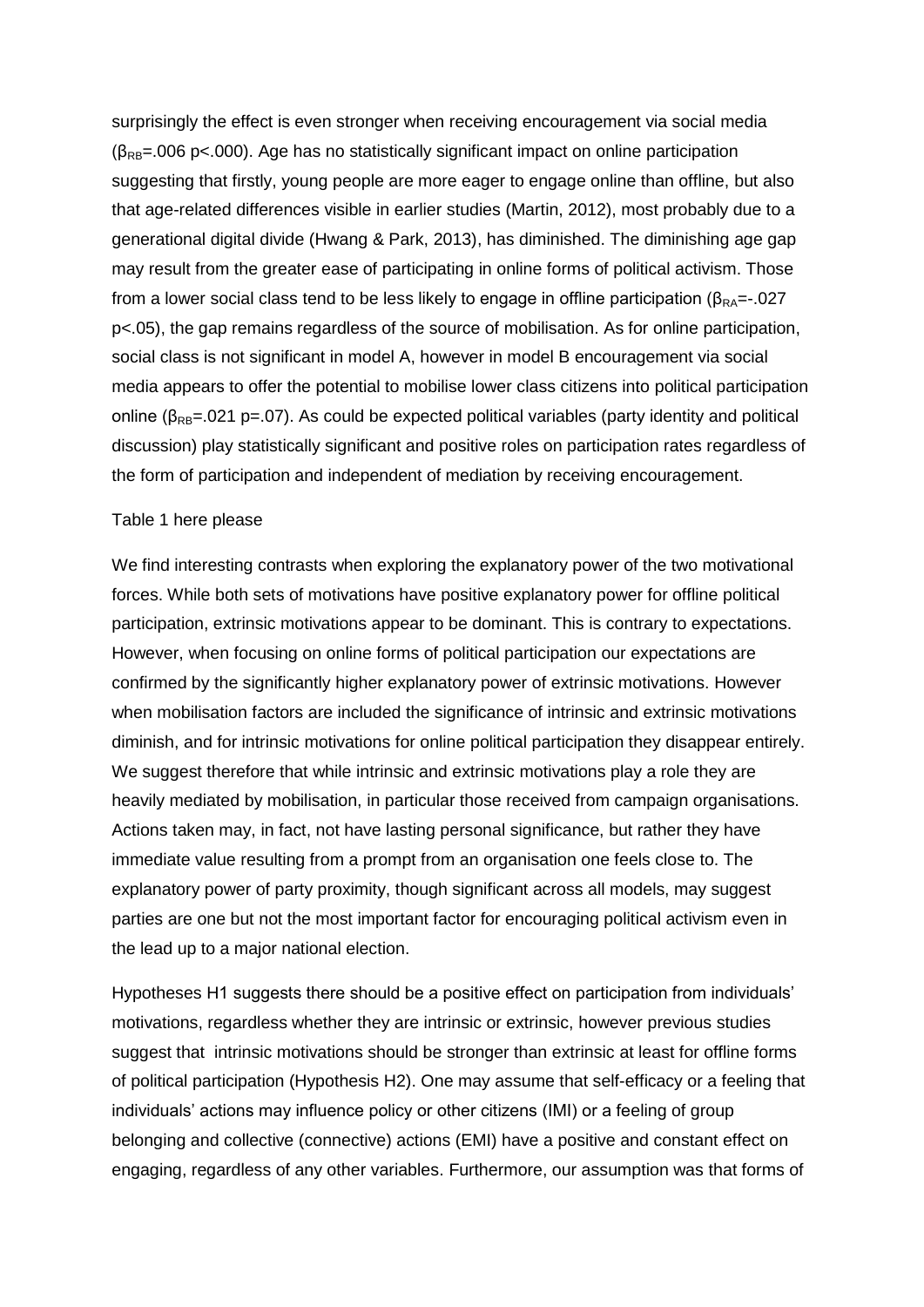surprisingly the effect is even stronger when receiving encouragement via social media ($\beta_{RB}$=.006 p<.000). Age has no statistically significant impact on online participation suggesting that firstly, young people are more eager to engage online than offline, but also that age-related differences visible in earlier studies (Martin, 2012), most probably due to a generational digital divide (Hwang & Park, 2013), has diminished. The diminishing age gap may result from the greater ease of participating in online forms of political activism. Those from a lower social class tend to be less likely to engage in offline participation ($\beta_{RA}$=-.027 p<.05), the gap remains regardless of the source of mobilisation. As for online participation, social class is not significant in model A, however in model B encouragement via social media appears to offer the potential to mobilise lower class citizens into political participation online ($\beta_{RB}$=.021 p=.07). As could be expected political variables (party identity and political discussion) play statistically significant and positive roles on participation rates regardless of the form of participation and independent of mediation by receiving encouragement.

Table 1 here please

We find interesting contrasts when exploring the explanatory power of the two motivational forces. While both sets of motivations have positive explanatory power for offline political participation, extrinsic motivations appear to be dominant. This is contrary to expectations. However, when focusing on online forms of political participation our expectations are confirmed by the significantly higher explanatory power of extrinsic motivations. However when mobilisation factors are included the significance of intrinsic and extrinsic motivations diminish, and for intrinsic motivations for online political participation they disappear entirely. We suggest therefore that while intrinsic and extrinsic motivations play a role they are heavily mediated by mobilisation, in particular those received from campaign organisations. Actions taken may, in fact, not have lasting personal significance, but rather they have immediate value resulting from a prompt from an organisation one feels close to. The explanatory power of party proximity, though significant across all models, may suggest parties are one but not the most important factor for encouraging political activism even in the lead up to a major national election.

Hypotheses H1 suggests there should be a positive effect on participation from individuals' motivations, regardless whether they are intrinsic or extrinsic, however previous studies suggest that intrinsic motivations should be stronger than extrinsic at least for offline forms of political participation (Hypothesis H2). One may assume that self-efficacy or a feeling that individuals' actions may influence policy or other citizens (IMI) or a feeling of group belonging and collective (connective) actions (EMI) have a positive and constant effect on engaging, regardless of any other variables. Furthermore, our assumption was that forms of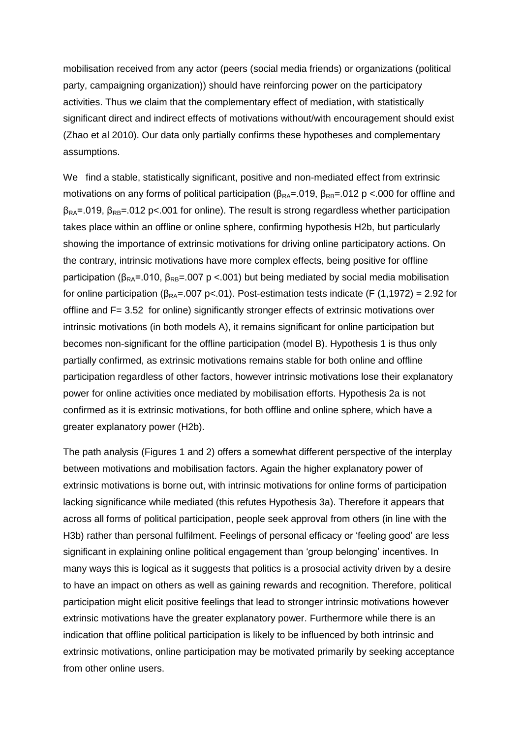mobilisation received from any actor (peers (social media friends) or organizations (political party, campaigning organization)) should have reinforcing power on the participatory activities. Thus we claim that the complementary effect of mediation, with statistically significant direct and indirect effects of motivations without/with encouragement should exist (Zhao et al 2010). Our data only partially confirms these hypotheses and complementary assumptions.

We find a stable, statistically significant, positive and non-mediated effect from extrinsic motivations on any forms of political participation ($\beta_{RA}$=.019, $\beta_{RB}$=.012 $p$ <.000 for offline and $\beta_{RA}$=.019, $\beta_{RB}$=.012 $p$<.001 for online). The result is strong regardless whether participation takes place within an offline or online sphere, confirming hypothesis H2b, but particularly showing the importance of extrinsic motivations for driving online participatory actions. On the contrary, intrinsic motivations have more complex effects, being positive for offline participation ($\beta_{RA}$=.010, $\beta_{RB}$=.007 $p$ <.001) but being mediated by social media mobilisation for online participation ($\beta_{RA}$=.007 $p$<.01). Post-estimation tests indicate ($F$ (1,1972) = 2.92 for offline and $F$= 3.52 for online) significantly stronger effects of extrinsic motivations over intrinsic motivations (in both models A), it remains significant for online participation but becomes non-significant for the offline participation (model B). Hypothesis 1 is thus only partially confirmed, as extrinsic motivations remains stable for both online and offline participation regardless of other factors, however intrinsic motivations lose their explanatory power for online activities once mediated by mobilisation efforts. Hypothesis 2a is not confirmed as it is extrinsic motivations, for both offline and online sphere, which have a greater explanatory power (H2b).

The path analysis (Figures 1 and 2) offers a somewhat different perspective of the interplay between motivations and mobilisation factors. Again the higher explanatory power of extrinsic motivations is borne out, with intrinsic motivations for online forms of participation lacking significance while mediated (this refutes Hypothesis 3a). Therefore it appears that across all forms of political participation, people seek approval from others (in line with the H3b) rather than personal fulfilment. Feelings of personal efficacy or 'feeling good' are less significant in explaining online political engagement than 'group belonging' incentives. In many ways this is logical as it suggests that politics is a prosocial activity driven by a desire to have an impact on others as well as gaining rewards and recognition. Therefore, political participation might elicit positive feelings that lead to stronger intrinsic motivations however extrinsic motivations have the greater explanatory power. Furthermore while there is an indication that offline political participation is likely to be influenced by both intrinsic and extrinsic motivations, online participation may be motivated primarily by seeking acceptance from other online users.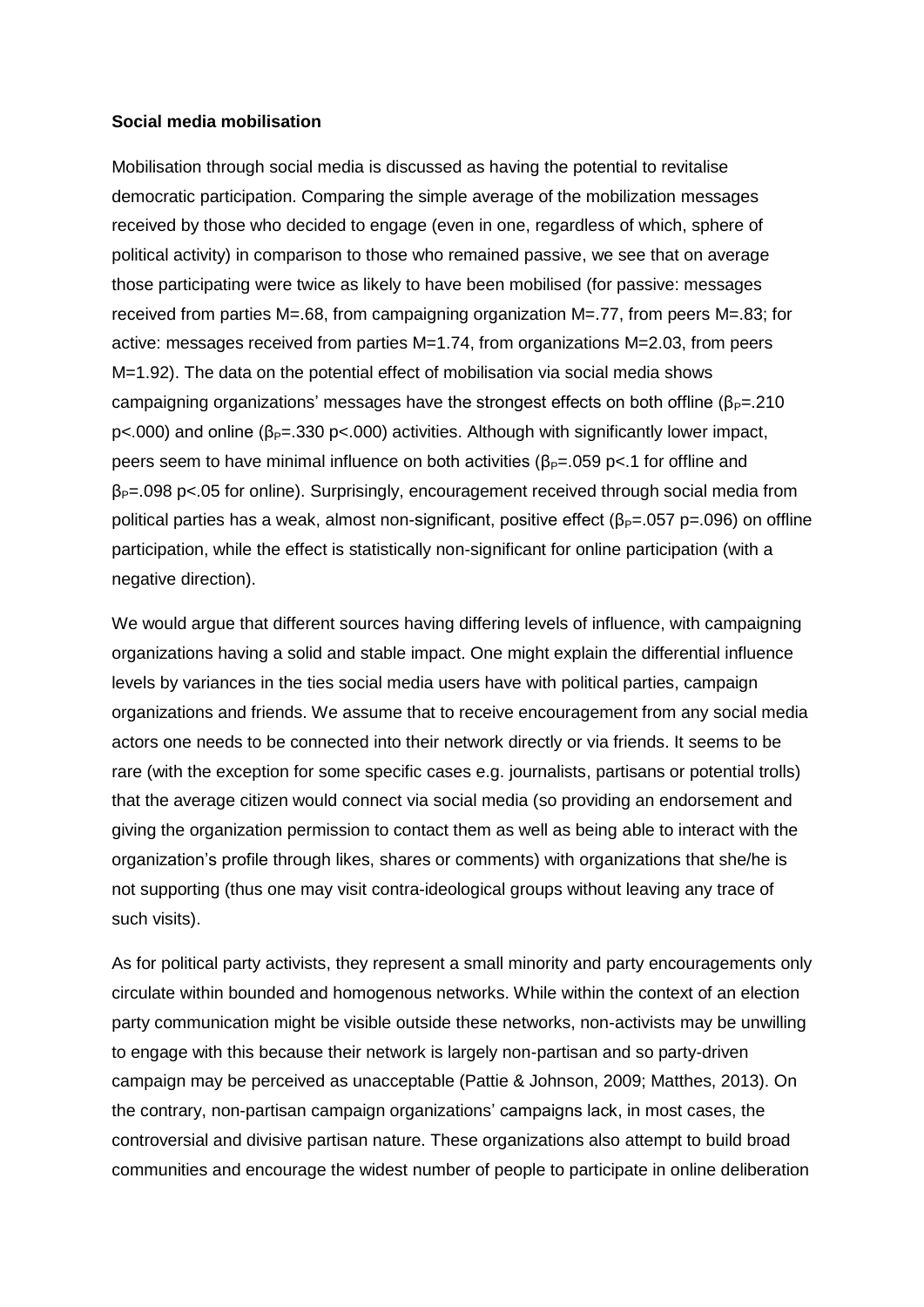**Social media mobilisation**

Mobilisation through social media is discussed as having the potential to revitalise democratic participation. Comparing the simple average of the mobilization messages received by those who decided to engage (even in one, regardless of which, sphere of political activity) in comparison to those who remained passive, we see that on average those participating were twice as likely to have been mobilised (for passive: messages received from parties M=.68, from campaigning organization M=.77, from peers M=.83; for active: messages received from parties M=1.74, from organizations M=2.03, from peers M=1.92). The data on the potential effect of mobilisation via social media shows campaigning organizations' messages have the strongest effects on both offline ($\beta_P$=.210 $p<.000$) and online ($\beta_P$=.330 $p<.000$) activities. Although with significantly lower impact, peers seem to have minimal influence on both activities ($\beta_P$=.059 $p<.1$ for offline and $\beta_P$=.098 $p<.05$ for online). Surprisingly, encouragement received through social media from political parties has a weak, almost non-significant, positive effect ($\beta_P$=.057 $p$=.096) on offline participation, while the effect is statistically non-significant for online participation (with a negative direction).

We would argue that different sources having differing levels of influence, with campaigning organizations having a solid and stable impact. One might explain the differential influence levels by variances in the ties social media users have with political parties, campaign organizations and friends. We assume that to receive encouragement from any social media actors one needs to be connected into their network directly or via friends. It seems to be rare (with the exception for some specific cases e.g. journalists, partisans or potential trolls) that the average citizen would connect via social media (so providing an endorsement and giving the organization permission to contact them as well as being able to interact with the organization's profile through likes, shares or comments) with organizations that she/he is not supporting (thus one may visit contra-ideological groups without leaving any trace of such visits).

As for political party activists, they represent a small minority and party encouragements only circulate within bounded and homogenous networks. While within the context of an election party communication might be visible outside these networks, non-activists may be unwilling to engage with this because their network is largely non-partisan and so party-driven campaign may be perceived as unacceptable (Pattie & Johnson, 2009; Matthes, 2013). On the contrary, non-partisan campaign organizations' campaigns lack, in most cases, the controversial and divisive partisan nature. These organizations also attempt to build broad communities and encourage the widest number of people to participate in online deliberation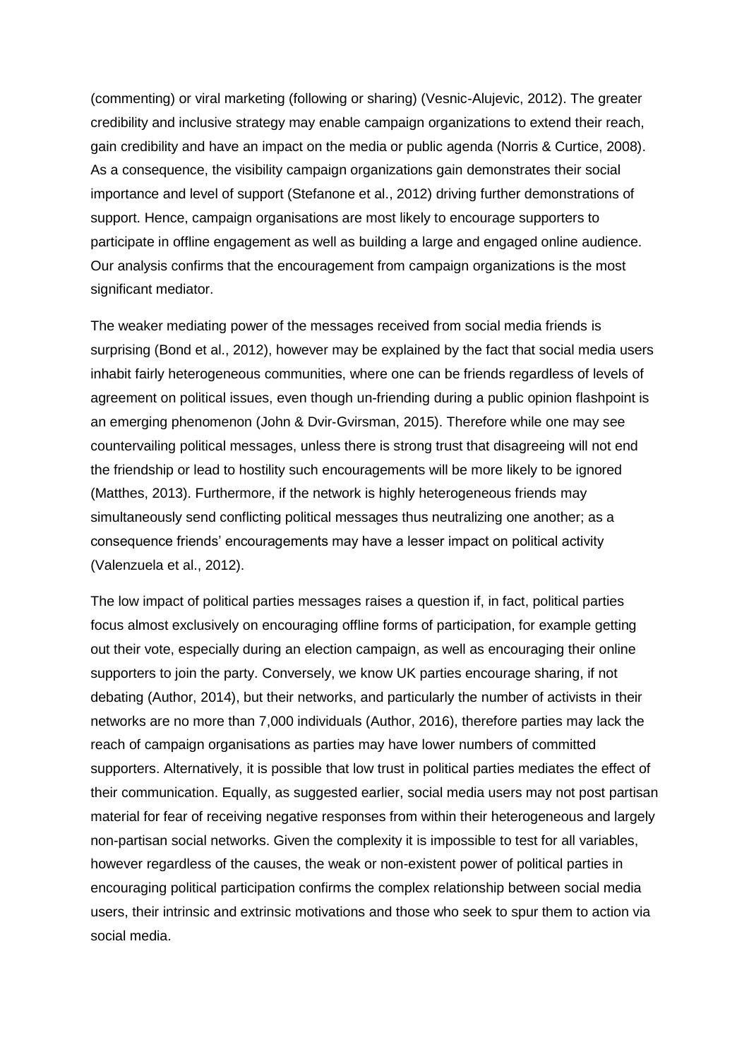(commenting) or viral marketing (following or sharing) (Vesnic-Alujevic, 2012). The greater credibility and inclusive strategy may enable campaign organizations to extend their reach, gain credibility and have an impact on the media or public agenda (Norris & Curtice, 2008). As a consequence, the visibility campaign organizations gain demonstrates their social importance and level of support (Stefanone et al., 2012) driving further demonstrations of support. Hence, campaign organisations are most likely to encourage supporters to participate in offline engagement as well as building a large and engaged online audience. Our analysis confirms that the encouragement from campaign organizations is the most significant mediator.

The weaker mediating power of the messages received from social media friends is surprising (Bond et al., 2012), however may be explained by the fact that social media users inhabit fairly heterogeneous communities, where one can be friends regardless of levels of agreement on political issues, even though un-friending during a public opinion flashpoint is an emerging phenomenon (John & Dvir-Gvirsman, 2015). Therefore while one may see countervailing political messages, unless there is strong trust that disagreeing will not end the friendship or lead to hostility such encouragements will be more likely to be ignored (Matthes, 2013). Furthermore, if the network is highly heterogeneous friends may simultaneously send conflicting political messages thus neutralizing one another; as a consequence friends' encouragements may have a lesser impact on political activity (Valenzuela et al., 2012).

The low impact of political parties messages raises a question if, in fact, political parties focus almost exclusively on encouraging offline forms of participation, for example getting out their vote, especially during an election campaign, as well as encouraging their online supporters to join the party. Conversely, we know UK parties encourage sharing, if not debating (Author, 2014), but their networks, and particularly the number of activists in their networks are no more than 7,000 individuals (Author, 2016), therefore parties may lack the reach of campaign organisations as parties may have lower numbers of committed supporters. Alternatively, it is possible that low trust in political parties mediates the effect of their communication. Equally, as suggested earlier, social media users may not post partisan material for fear of receiving negative responses from within their heterogeneous and largely non-partisan social networks. Given the complexity it is impossible to test for all variables, however regardless of the causes, the weak or non-existent power of political parties in encouraging political participation confirms the complex relationship between social media users, their intrinsic and extrinsic motivations and those who seek to spur them to action via social media.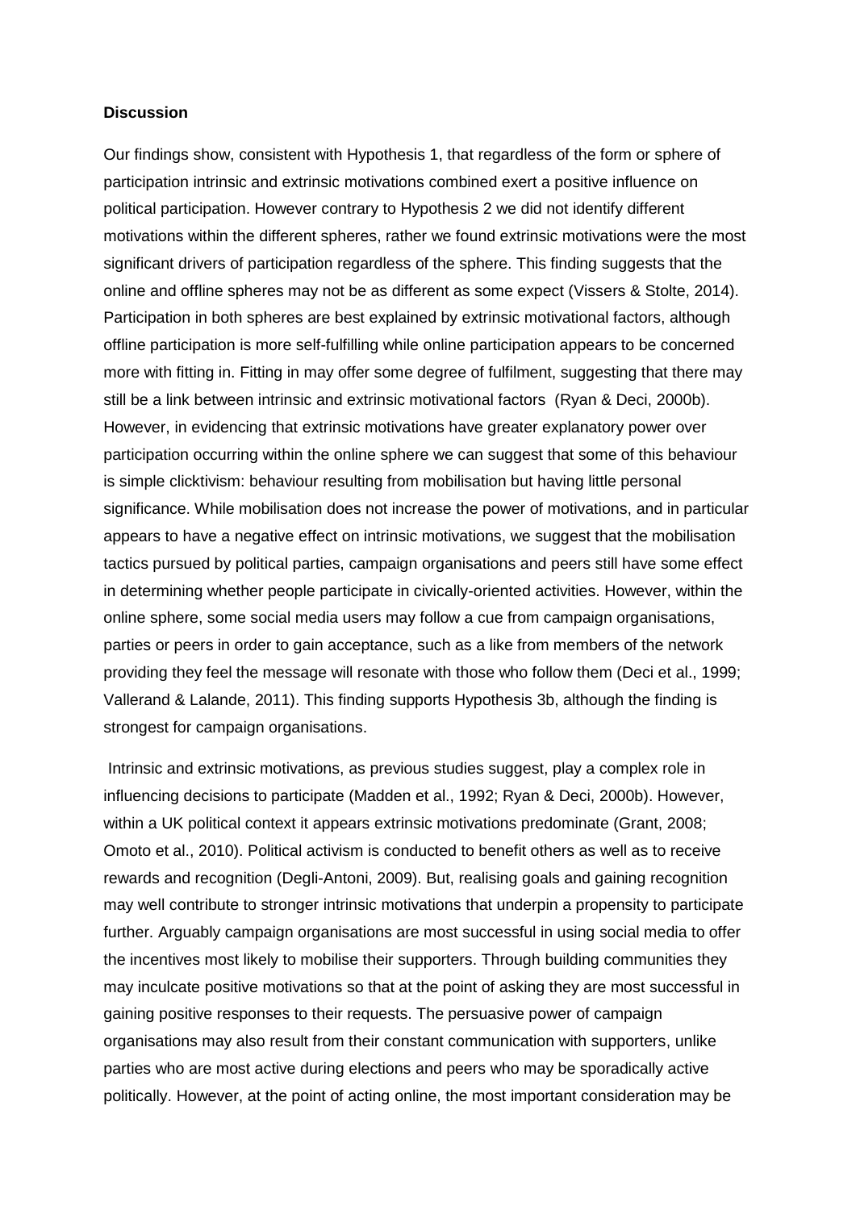**Discussion**

Our findings show, consistent with Hypothesis 1, that regardless of the form or sphere of participation intrinsic and extrinsic motivations combined exert a positive influence on political participation. However contrary to Hypothesis 2 we did not identify different motivations within the different spheres, rather we found extrinsic motivations were the most significant drivers of participation regardless of the sphere. This finding suggests that the online and offline spheres may not be as different as some expect (Vissers & Stolte, 2014). Participation in both spheres are best explained by extrinsic motivational factors, although offline participation is more self-fulfilling while online participation appears to be concerned more with fitting in. Fitting in may offer some degree of fulfilment, suggesting that there may still be a link between intrinsic and extrinsic motivational factors (Ryan & Deci, 2000b). However, in evidencing that extrinsic motivations have greater explanatory power over participation occurring within the online sphere we can suggest that some of this behaviour is simple clicktivism: behaviour resulting from mobilisation but having little personal significance. While mobilisation does not increase the power of motivations, and in particular appears to have a negative effect on intrinsic motivations, we suggest that the mobilisation tactics pursued by political parties, campaign organisations and peers still have some effect in determining whether people participate in civically-oriented activities. However, within the online sphere, some social media users may follow a cue from campaign organisations, parties or peers in order to gain acceptance, such as a like from members of the network providing they feel the message will resonate with those who follow them (Deci et al., 1999; Vallerand & Lalande, 2011). This finding supports Hypothesis 3b, although the finding is strongest for campaign organisations.

Intrinsic and extrinsic motivations, as previous studies suggest, play a complex role in influencing decisions to participate (Madden et al., 1992; Ryan & Deci, 2000b). However, within a UK political context it appears extrinsic motivations predominate (Grant, 2008; Omoto et al., 2010). Political activism is conducted to benefit others as well as to receive rewards and recognition (Degli-Antoni, 2009). But, realising goals and gaining recognition may well contribute to stronger intrinsic motivations that underpin a propensity to participate further. Arguably campaign organisations are most successful in using social media to offer the incentives most likely to mobilise their supporters. Through building communities they may inculcate positive motivations so that at the point of asking they are most successful in gaining positive responses to their requests. The persuasive power of campaign organisations may also result from their constant communication with supporters, unlike parties who are most active during elections and peers who may be sporadically active politically. However, at the point of acting online, the most important consideration may be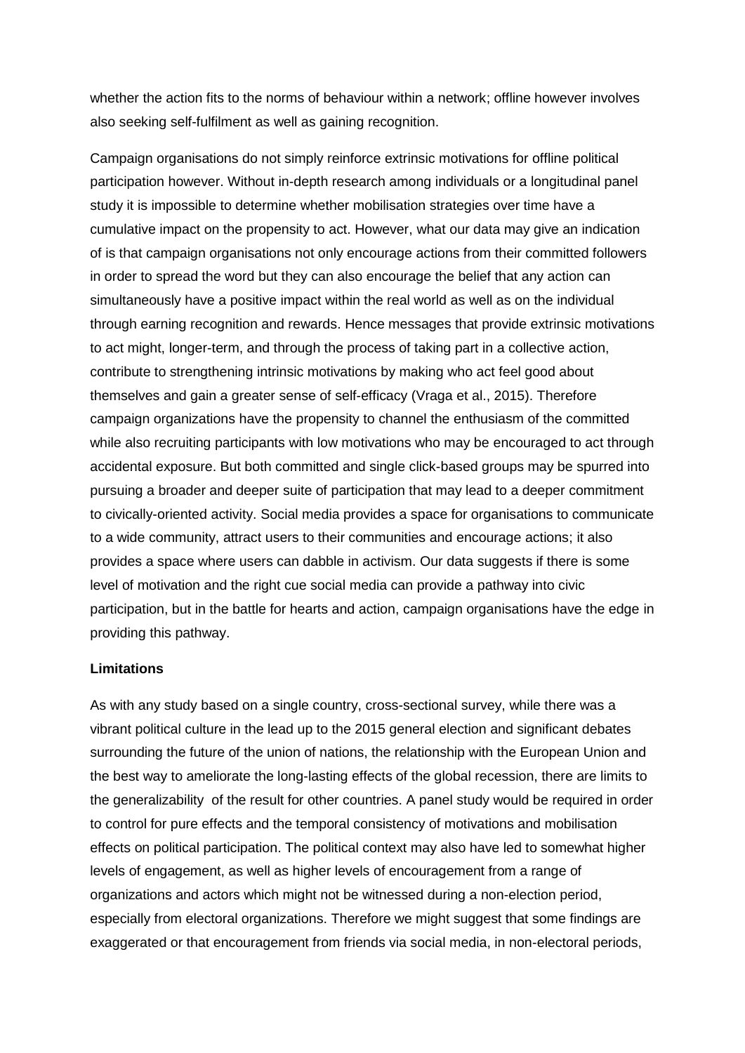whether the action fits to the norms of behaviour within a network; offline however involves also seeking self-fulfilment as well as gaining recognition.

Campaign organisations do not simply reinforce extrinsic motivations for offline political participation however. Without in-depth research among individuals or a longitudinal panel study it is impossible to determine whether mobilisation strategies over time have a cumulative impact on the propensity to act. However, what our data may give an indication of is that campaign organisations not only encourage actions from their committed followers in order to spread the word but they can also encourage the belief that any action can simultaneously have a positive impact within the real world as well as on the individual through earning recognition and rewards. Hence messages that provide extrinsic motivations to act might, longer-term, and through the process of taking part in a collective action, contribute to strengthening intrinsic motivations by making who act feel good about themselves and gain a greater sense of self-efficacy (Vraga et al., 2015). Therefore campaign organizations have the propensity to channel the enthusiasm of the committed while also recruiting participants with low motivations who may be encouraged to act through accidental exposure. But both committed and single click-based groups may be spurred into pursuing a broader and deeper suite of participation that may lead to a deeper commitment to civically-oriented activity. Social media provides a space for organisations to communicate to a wide community, attract users to their communities and encourage actions; it also provides a space where users can dabble in activism. Our data suggests if there is some level of motivation and the right cue social media can provide a pathway into civic participation, but in the battle for hearts and action, campaign organisations have the edge in providing this pathway.

**Limitations**

As with any study based on a single country, cross-sectional survey, while there was a vibrant political culture in the lead up to the 2015 general election and significant debates surrounding the future of the union of nations, the relationship with the European Union and the best way to ameliorate the long-lasting effects of the global recession, there are limits to the generalizability of the result for other countries. A panel study would be required in order to control for pure effects and the temporal consistency of motivations and mobilisation effects on political participation. The political context may also have led to somewhat higher levels of engagement, as well as higher levels of encouragement from a range of organizations and actors which might not be witnessed during a non-election period, especially from electoral organizations. Therefore we might suggest that some findings are exaggerated or that encouragement from friends via social media, in non-electoral periods,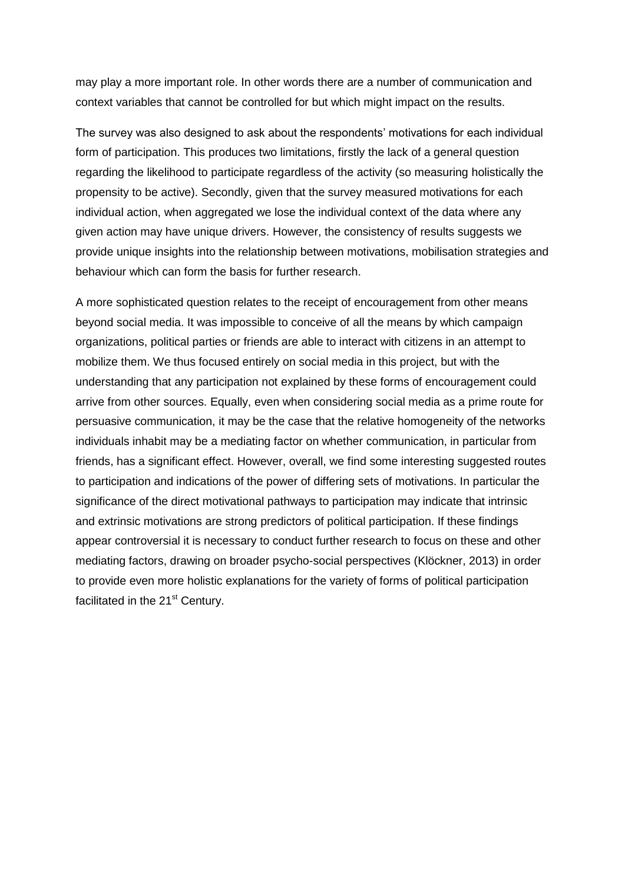may play a more important role. In other words there are a number of communication and context variables that cannot be controlled for but which might impact on the results.

The survey was also designed to ask about the respondents' motivations for each individual form of participation. This produces two limitations, firstly the lack of a general question regarding the likelihood to participate regardless of the activity (so measuring holistically the propensity to be active). Secondly, given that the survey measured motivations for each individual action, when aggregated we lose the individual context of the data where any given action may have unique drivers. However, the consistency of results suggests we provide unique insights into the relationship between motivations, mobilisation strategies and behaviour which can form the basis for further research.

A more sophisticated question relates to the receipt of encouragement from other means beyond social media. It was impossible to conceive of all the means by which campaign organizations, political parties or friends are able to interact with citizens in an attempt to mobilize them. We thus focused entirely on social media in this project, but with the understanding that any participation not explained by these forms of encouragement could arrive from other sources. Equally, even when considering social media as a prime route for persuasive communication, it may be the case that the relative homogeneity of the networks individuals inhabit may be a mediating factor on whether communication, in particular from friends, has a significant effect. However, overall, we find some interesting suggested routes to participation and indications of the power of differing sets of motivations. In particular the significance of the direct motivational pathways to participation may indicate that intrinsic and extrinsic motivations are strong predictors of political participation. If these findings appear controversial it is necessary to conduct further research to focus on these and other mediating factors, drawing on broader psycho-social perspectives (Klöckner, 2013) in order to provide even more holistic explanations for the variety of forms of political participation facilitated in the 21st Century.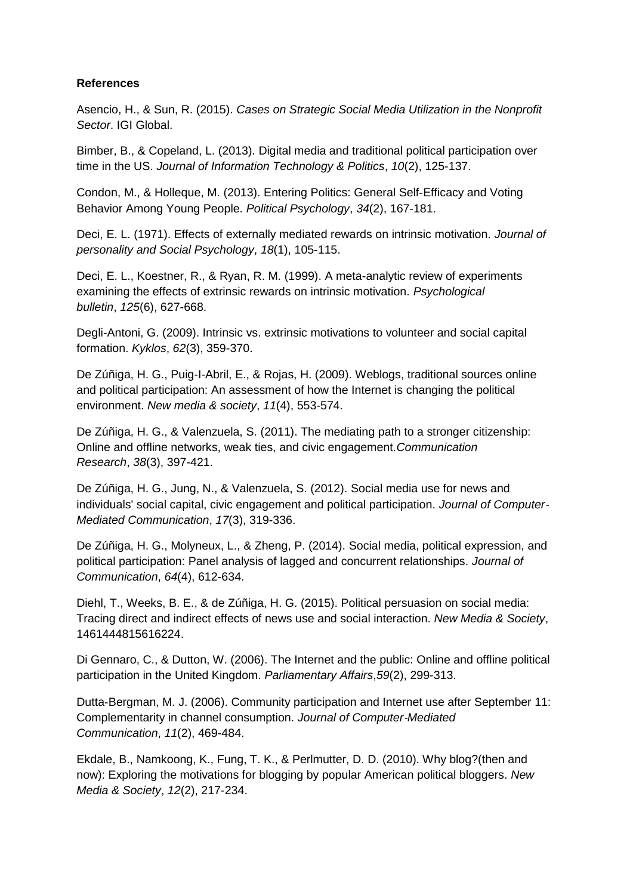**References**

Asencio, H., & Sun, R. (2015). *Cases on Strategic Social Media Utilization in the Nonprofit Sector*. IGI Global.

Bimber, B., & Copeland, L. (2013). Digital media and traditional political participation over time in the US. *Journal of Information Technology & Politics*, *10*(2), 125-137.

Condon, M., & Holleque, M. (2013). Entering Politics: General Self‐Efficacy and Voting Behavior Among Young People. *Political Psychology*, *34*(2), 167-181.

Deci, E. L. (1971). Effects of externally mediated rewards on intrinsic motivation. *Journal of personality and Social Psychology*, *18*(1), 105-115.

Deci, E. L., Koestner, R., & Ryan, R. M. (1999). A meta-analytic review of experiments examining the effects of extrinsic rewards on intrinsic motivation. *Psychological bulletin*, *125*(6), 627-668.

Degli-Antoni, G. (2009). Intrinsic vs. extrinsic motivations to volunteer and social capital formation. *Kyklos*, *62*(3), 359-370.

De Zúñiga, H. G., Puig-I-Abril, E., & Rojas, H. (2009). Weblogs, traditional sources online and political participation: An assessment of how the Internet is changing the political environment. *New media & society*, *11*(4), 553-574.

De Zúñiga, H. G., & Valenzuela, S. (2011). The mediating path to a stronger citizenship: Online and offline networks, weak ties, and civic engagement.*Communication Research*, *38*(3), 397-421.

De Zúñiga, H. G., Jung, N., & Valenzuela, S. (2012). Social media use for news and individuals' social capital, civic engagement and political participation. *Journal of Computer‐Mediated Communication*, *17*(3), 319-336.

De Zúñiga, H. G., Molyneux, L., & Zheng, P. (2014). Social media, political expression, and political participation: Panel analysis of lagged and concurrent relationships. *Journal of Communication*, *64*(4), 612-634.

Diehl, T., Weeks, B. E., & de Zúñiga, H. G. (2015). Political persuasion on social media: Tracing direct and indirect effects of news use and social interaction. *New Media & Society*, 1461444815616224.

Di Gennaro, C., & Dutton, W. (2006). The Internet and the public: Online and offline political participation in the United Kingdom. *Parliamentary Affairs*,*59*(2), 299-313.

Dutta‐Bergman, M. J. (2006). Community participation and Internet use after September 11: Complementarity in channel consumption. *Journal of Computer‐Mediated Communication*, *11*(2), 469-484.

Ekdale, B., Namkoong, K., Fung, T. K., & Perlmutter, D. D. (2010). Why blog?(then and now): Exploring the motivations for blogging by popular American political bloggers. *New Media & Society*, *12*(2), 217-234.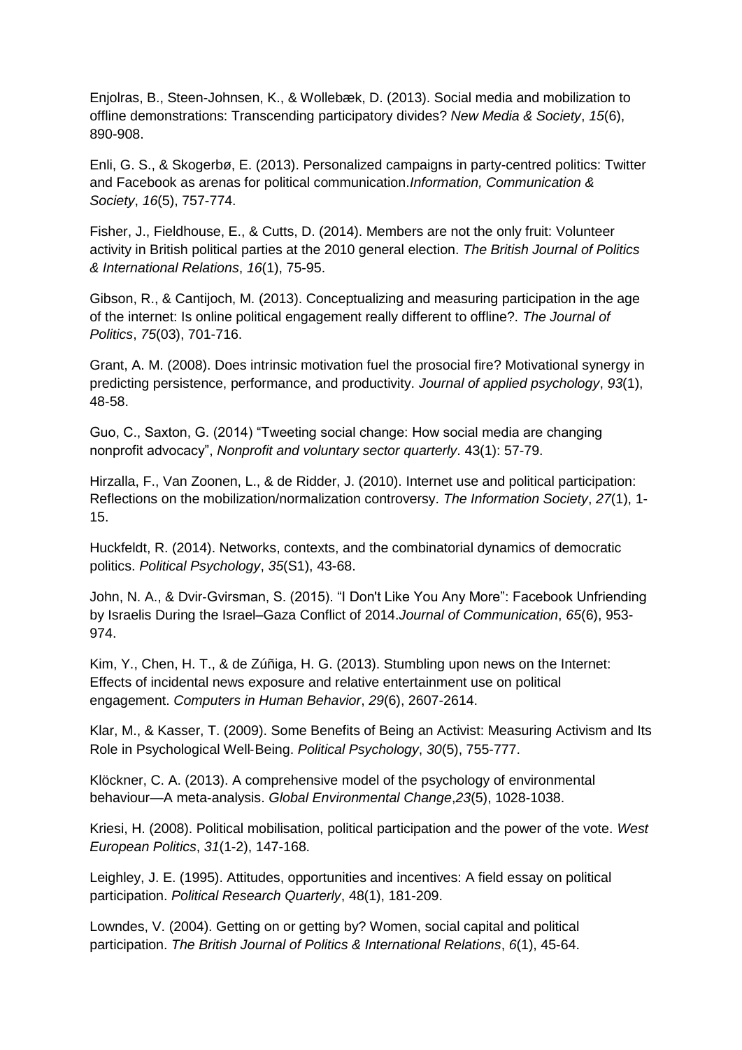Enjolras, B., Steen-Johnsen, K., & Wollebæk, D. (2013). Social media and mobilization to offline demonstrations: Transcending participatory divides? *New Media & Society*, *15*(6), 890-908.

Enli, G. S., & Skogerbø, E. (2013). Personalized campaigns in party-centred politics: Twitter and Facebook as arenas for political communication.*Information, Communication & Society*, *16*(5), 757-774.

Fisher, J., Fieldhouse, E., & Cutts, D. (2014). Members are not the only fruit: Volunteer activity in British political parties at the 2010 general election. *The British Journal of Politics & International Relations*, *16*(1), 75-95.

Gibson, R., & Cantijoch, M. (2013). Conceptualizing and measuring participation in the age of the internet: Is online political engagement really different to offline?. *The Journal of Politics*, *75*(03), 701-716.

Grant, A. M. (2008). Does intrinsic motivation fuel the prosocial fire? Motivational synergy in predicting persistence, performance, and productivity. *Journal of applied psychology*, *93*(1), 48-58.

Guo, C., Saxton, G. (2014) "Tweeting social change: How social media are changing nonprofit advocacy", *Nonprofit and voluntary sector quarterly*. 43(1): 57-79.

Hirzalla, F., Van Zoonen, L., & de Ridder, J. (2010). Internet use and political participation: Reflections on the mobilization/normalization controversy. *The Information Society*, *27*(1), 1-15.

Huckfeldt, R. (2014). Networks, contexts, and the combinatorial dynamics of democratic politics. *Political Psychology*, *35*(S1), 43-68.

John, N. A., & Dvir-Gvirsman, S. (2015). "I Don't Like You Any More": Facebook Unfriending by Israelis During the Israel–Gaza Conflict of 2014.*Journal of Communication*, *65*(6), 953-974.

Kim, Y., Chen, H. T., & de Zúñiga, H. G. (2013). Stumbling upon news on the Internet: Effects of incidental news exposure and relative entertainment use on political engagement. *Computers in Human Behavior*, *29*(6), 2607-2614.

Klar, M., & Kasser, T. (2009). Some Benefits of Being an Activist: Measuring Activism and Its Role in Psychological Well‐Being. *Political Psychology*, *30*(5), 755-777.

Klöckner, C. A. (2013). A comprehensive model of the psychology of environmental behaviour—A meta-analysis. *Global Environmental Change*,*23*(5), 1028-1038.

Kriesi, H. (2008). Political mobilisation, political participation and the power of the vote. *West European Politics*, *31*(1-2), 147-168.

Leighley, J. E. (1995). Attitudes, opportunities and incentives: A field essay on political participation. *Political Research Quarterly*, 48(1), 181-209.

Lowndes, V. (2004). Getting on or getting by? Women, social capital and political participation. *The British Journal of Politics & International Relations*, *6*(1), 45-64.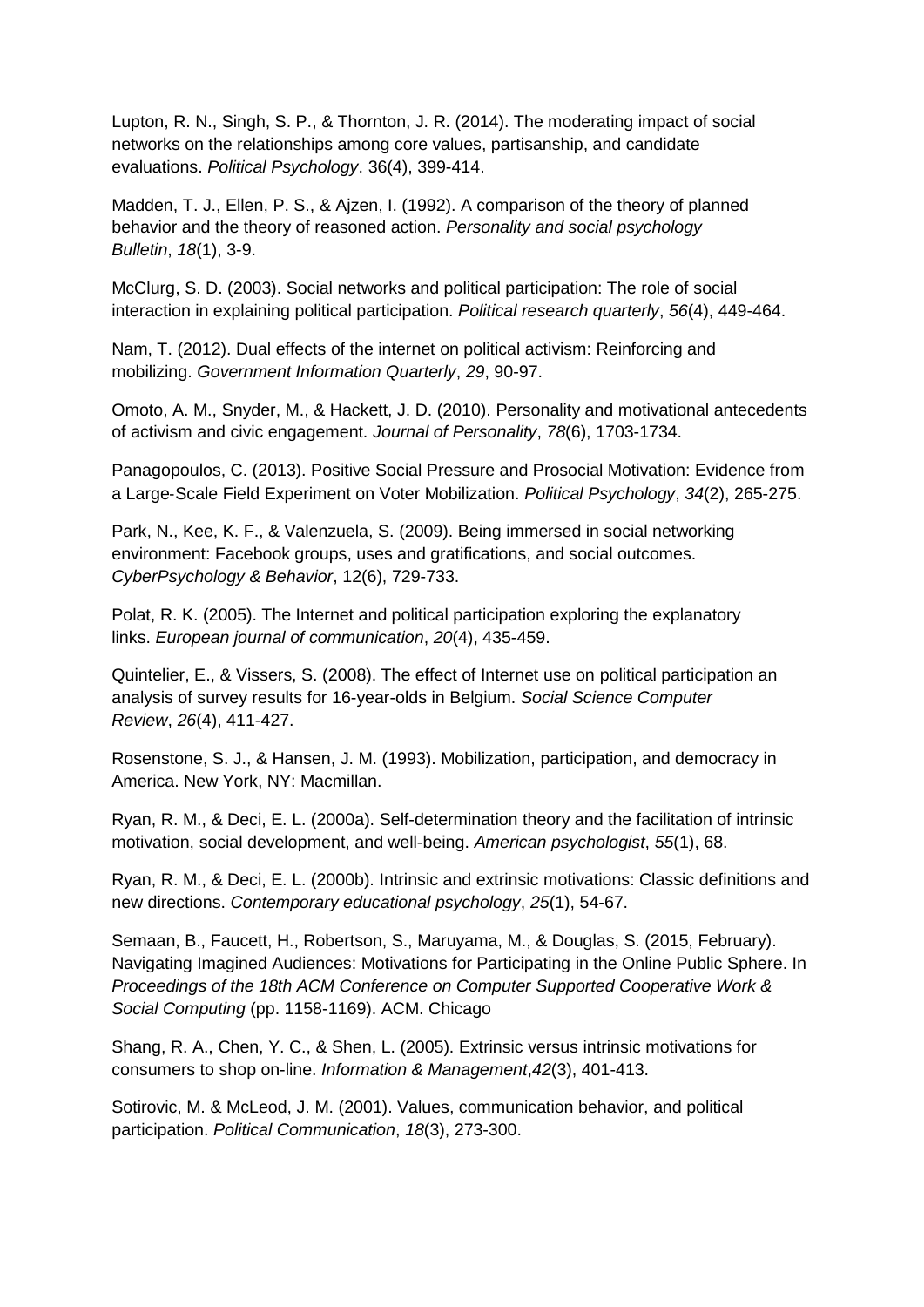Lupton, R. N., Singh, S. P., & Thornton, J. R. (2014). The moderating impact of social networks on the relationships among core values, partisanship, and candidate evaluations. *Political Psychology*. 36(4), 399-414.

Madden, T. J., Ellen, P. S., & Ajzen, I. (1992). A comparison of the theory of planned behavior and the theory of reasoned action. *Personality and social psychology Bulletin*, *18*(1), 3-9.

McClurg, S. D. (2003). Social networks and political participation: The role of social interaction in explaining political participation. *Political research quarterly*, *56*(4), 449-464.

Nam, T. (2012). Dual effects of the internet on political activism: Reinforcing and mobilizing. *Government Information Quarterly*, *29*, 90-97.

Omoto, A. M., Snyder, M., & Hackett, J. D. (2010). Personality and motivational antecedents of activism and civic engagement. *Journal of Personality*, *78*(6), 1703-1734.

Panagopoulos, C. (2013). Positive Social Pressure and Prosocial Motivation: Evidence from a Large‐Scale Field Experiment on Voter Mobilization. *Political Psychology*, *34*(2), 265-275.

Park, N., Kee, K. F., & Valenzuela, S. (2009). Being immersed in social networking environment: Facebook groups, uses and gratifications, and social outcomes. *CyberPsychology & Behavior*, 12(6), 729-733.

Polat, R. K. (2005). The Internet and political participation exploring the explanatory links. *European journal of communication*, *20*(4), 435-459.

Quintelier, E., & Vissers, S. (2008). The effect of Internet use on political participation an analysis of survey results for 16-year-olds in Belgium. *Social Science Computer Review*, *26*(4), 411-427.

Rosenstone, S. J., & Hansen, J. M. (1993). Mobilization, participation, and democracy in America. New York, NY: Macmillan.

Ryan, R. M., & Deci, E. L. (2000a). Self-determination theory and the facilitation of intrinsic motivation, social development, and well-being. *American psychologist*, *55*(1), 68.

Ryan, R. M., & Deci, E. L. (2000b). Intrinsic and extrinsic motivations: Classic definitions and new directions. *Contemporary educational psychology*, *25*(1), 54-67.

Semaan, B., Faucett, H., Robertson, S., Maruyama, M., & Douglas, S. (2015, February). Navigating Imagined Audiences: Motivations for Participating in the Online Public Sphere. In *Proceedings of the 18th ACM Conference on Computer Supported Cooperative Work & Social Computing* (pp. 1158-1169). ACM. Chicago

Shang, R. A., Chen, Y. C., & Shen, L. (2005). Extrinsic versus intrinsic motivations for consumers to shop on-line. *Information & Management*,*42*(3), 401-413.

Sotirovic, M. & McLeod, J. M. (2001). Values, communication behavior, and political participation. *Political Communication*, *18*(3), 273-300.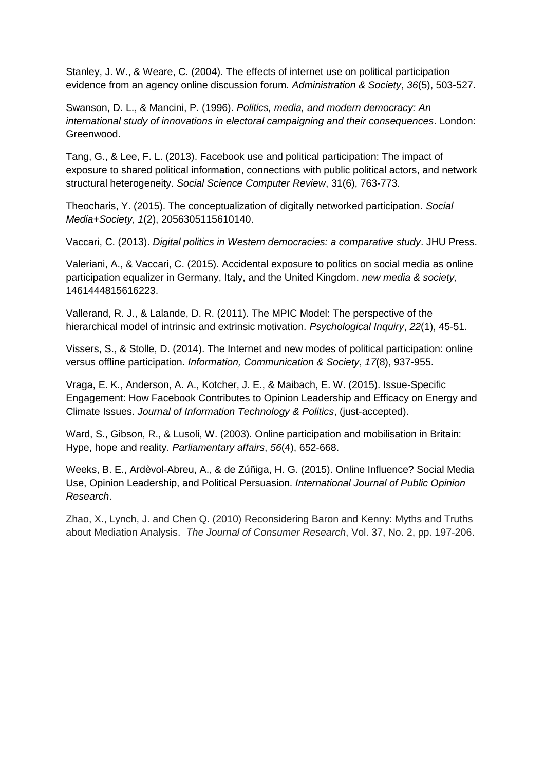Stanley, J. W., & Weare, C. (2004). The effects of internet use on political participation evidence from an agency online discussion forum. *Administration & Society*, *36*(5), 503-527.

Swanson, D. L., & Mancini, P. (1996). *Politics, media, and modern democracy: An international study of innovations in electoral campaigning and their consequences*. London: Greenwood.

Tang, G., & Lee, F. L. (2013). Facebook use and political participation: The impact of exposure to shared political information, connections with public political actors, and network structural heterogeneity. *Social Science Computer Review*, 31(6), 763-773.

Theocharis, Y. (2015). The conceptualization of digitally networked participation. *Social Media+Society*, *1*(2), 2056305115610140.

Vaccari, C. (2013). *Digital politics in Western democracies: a comparative study*. JHU Press.

Valeriani, A., & Vaccari, C. (2015). Accidental exposure to politics on social media as online participation equalizer in Germany, Italy, and the United Kingdom. *new media & society*, 1461444815616223.

Vallerand, R. J., & Lalande, D. R. (2011). The MPIC Model: The perspective of the hierarchical model of intrinsic and extrinsic motivation. *Psychological Inquiry*, *22*(1), 45-51.

Vissers, S., & Stolle, D. (2014). The Internet and new modes of political participation: online versus offline participation. *Information, Communication & Society*, *17*(8), 937-955.

Vraga, E. K., Anderson, A. A., Kotcher, J. E., & Maibach, E. W. (2015). Issue-Specific Engagement: How Facebook Contributes to Opinion Leadership and Efficacy on Energy and Climate Issues. *Journal of Information Technology & Politics*, (just-accepted).

Ward, S., Gibson, R., & Lusoli, W. (2003). Online participation and mobilisation in Britain: Hype, hope and reality. *Parliamentary affairs*, *56*(4), 652-668.

Weeks, B. E., Ardèvol-Abreu, A., & de Zúñiga, H. G. (2015). Online Influence? Social Media Use, Opinion Leadership, and Political Persuasion. *International Journal of Public Opinion Research*.

Zhao, X., Lynch, J. and Chen Q. (2010) Reconsidering Baron and Kenny: Myths and Truths about Mediation Analysis. *The Journal of Consumer Research*, Vol. 37, No. 2, pp. 197-206.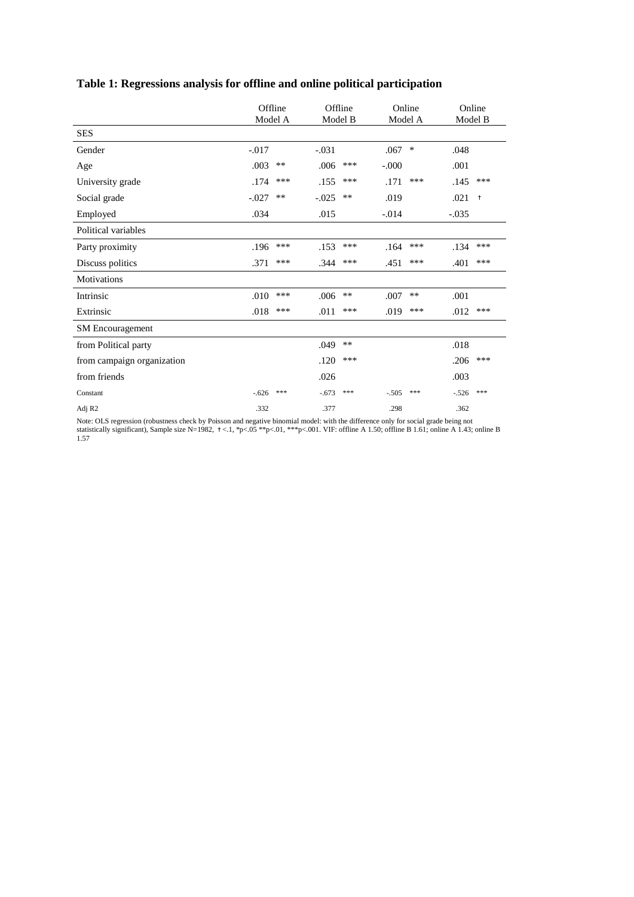**Table 1: Regressions analysis for offline and online political participation**

| | Offline Model A | | Offline Model B | | Online Model A | | Online Model B | |
|---|---|---|---|---|---|---|---|---|
| SES | | | | | | | | |
| Gender | -.017 | | -.031 | | .067 | * | .048 | |
| Age | .003 | ** | .006 | *** | -.000 | | .001 | |
| University grade | .174 | *** | .155 | *** | .171 | *** | .145 | *** |
| Social grade | -.027 | ** | -.025 | ** | .019 | | .021 | † |
| Employed | .034 | | .015 | | -.014 | | -.035 | |
| Political variables | | | | | | | | |
| Party proximity | .196 | *** | .153 | *** | .164 | *** | .134 | *** |
| Discuss politics | .371 | *** | .344 | *** | .451 | *** | .401 | *** |
| Motivations | | | | | | | | |
| Intrinsic | .010 | *** | .006 | ** | .007 | ** | .001 | |
| Extrinsic | .018 | *** | .011 | *** | .019 | *** | .012 | *** |
| SM Encouragement | | | | | | | | |
| from Political party | | | .049 | ** | | | .018 | |
| from campaign organization | | | .120 | *** | | | .206 | *** |
| from friends | | | .026 | | | | .003 | |
| Constant | -.626 | *** | -.673 | *** | -.505 | *** | -.526 | *** |
| Adj R2 | .332 | | .377 | | .298 | | .362 | |

Note: OLS regression (robustness check by Poisson and negative binomial model: with the difference only for social grade being not statistically significant), Sample size N=1982, †<.1, *p<.05 **p<.01, ***p<.001. VIF: offline A 1.50; offline B 1.61; online A 1.43; online B 1.57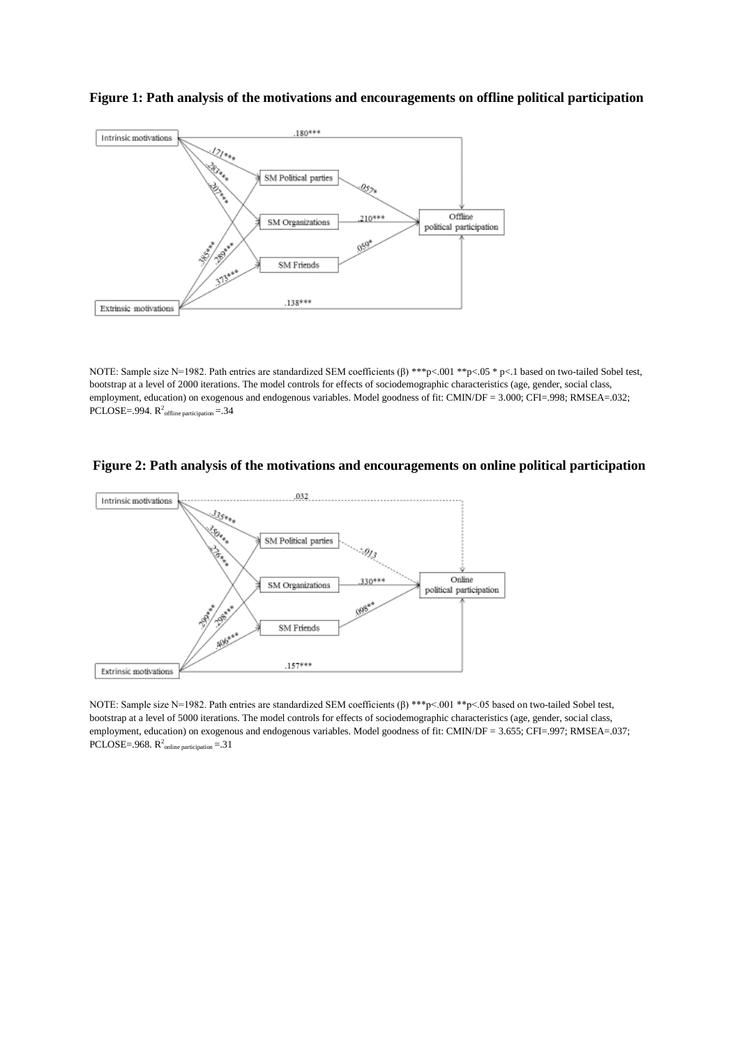**Figure 1: Path analysis of the motivations and encouragements on offline political participation**

NOTE: Sample size N=1982. Path entries are standardized SEM coefficients (β) ***p<.001 **p<.05 * p<.1 based on two-tailed Sobel test, bootstrap at a level of 2000 iterations. The model controls for effects of sociodemographic characteristics (age, gender, social class, employment, education) on exogenous and endogenous variables. Model goodness of fit: CMIN/DF = 3.000; CFI=.998; RMSEA=.032; PCLOSE=.994. $R^2_{\text{offline participation}}$ =.34

**Figure 2: Path analysis of the motivations and encouragements on online political participation**

NOTE: Sample size N=1982. Path entries are standardized SEM coefficients (β) ***p<.001 **p<.05 based on two-tailed Sobel test, bootstrap at a level of 5000 iterations. The model controls for effects of sociodemographic characteristics (age, gender, social class, employment, education) on exogenous and endogenous variables. Model goodness of fit: CMIN/DF = 3.655; CFI=.997; RMSEA=.037; PCLOSE=.968. $R^2_{\text{online participation}}$ =.31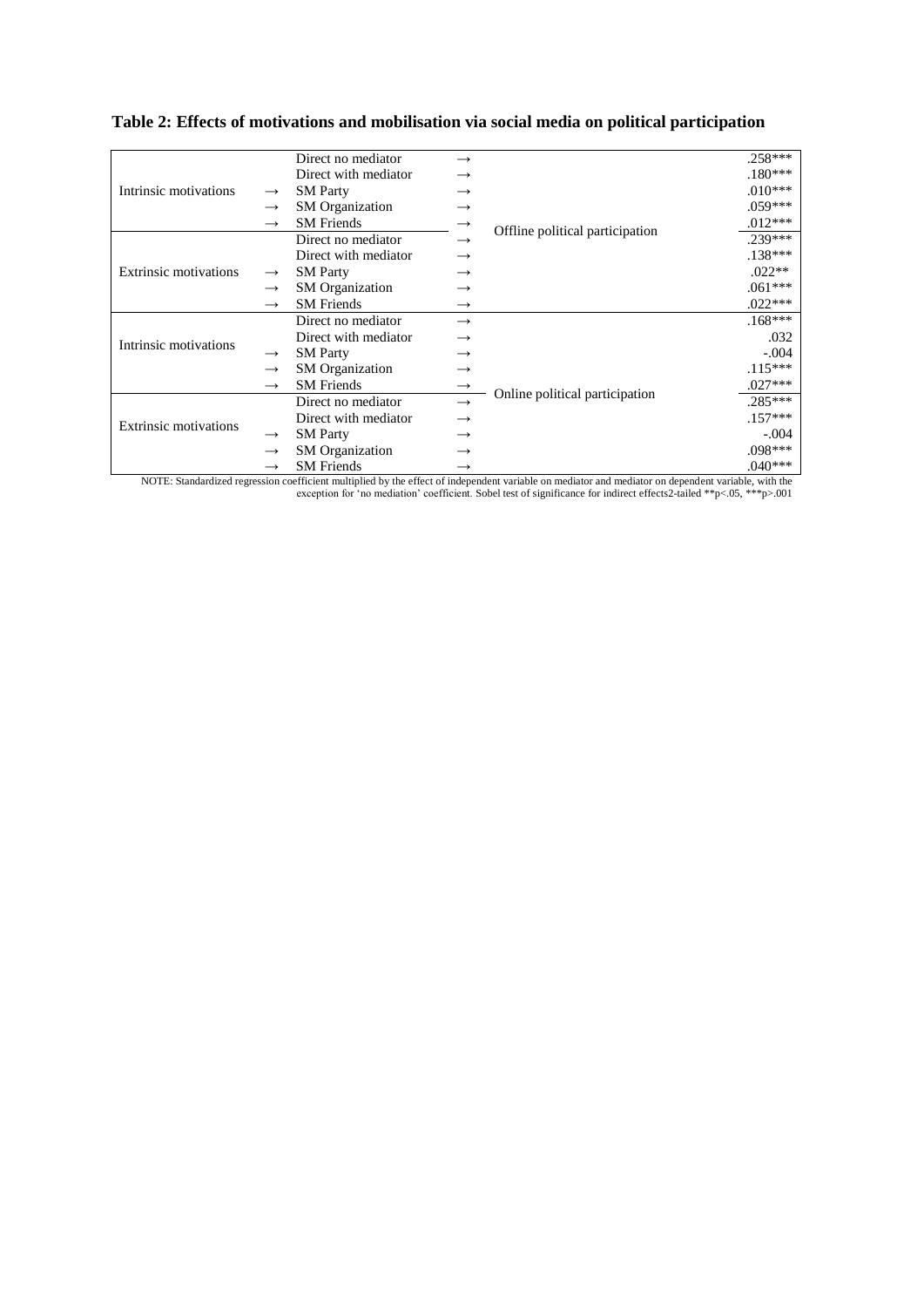**Table 2: Effects of motivations and mobilisation via social media on political participation**

| | | | | | |
|---|---|---|---|---|---|
| Intrinsic motivations | | Direct no mediator | → | Offline political participation | .258*** |
| | | Direct with mediator | → | | .180*** |
| | → | SM Party | → | | .010*** |
| | → | SM Organization | → | | .059*** |
| | → | SM Friends | → | | .012*** |
| Extrinsic motivations | | Direct no mediator | → | | .239*** |
| | | Direct with mediator | → | | .138*** |
| | → | SM Party | → | | .022** |
| | → | SM Organization | → | | .061*** |
| | → | SM Friends | → | | .022*** |
| Intrinsic motivations | | Direct no mediator | → | Online political participation | .168*** |
| | | Direct with mediator | → | | .032 |
| | → | SM Party | → | | -.004 |
| | → | SM Organization | → | | .115*** |
| | → | SM Friends | → | | .027*** |
| Extrinsic motivations | | Direct no mediator | → | | .285*** |
| | | Direct with mediator | → | | .157*** |
| | → | SM Party | → | | -.004 |
| | → | SM Organization | → | | .098*** |
| | → | SM Friends | → | | .040*** |

NOTE: Standardized regression coefficient multiplied by the effect of independent variable on mediator and mediator on dependent variable, with the exception for 'no mediation' coefficient. Sobel test of significance for indirect effects2-tailed **p<.05, ***p>.001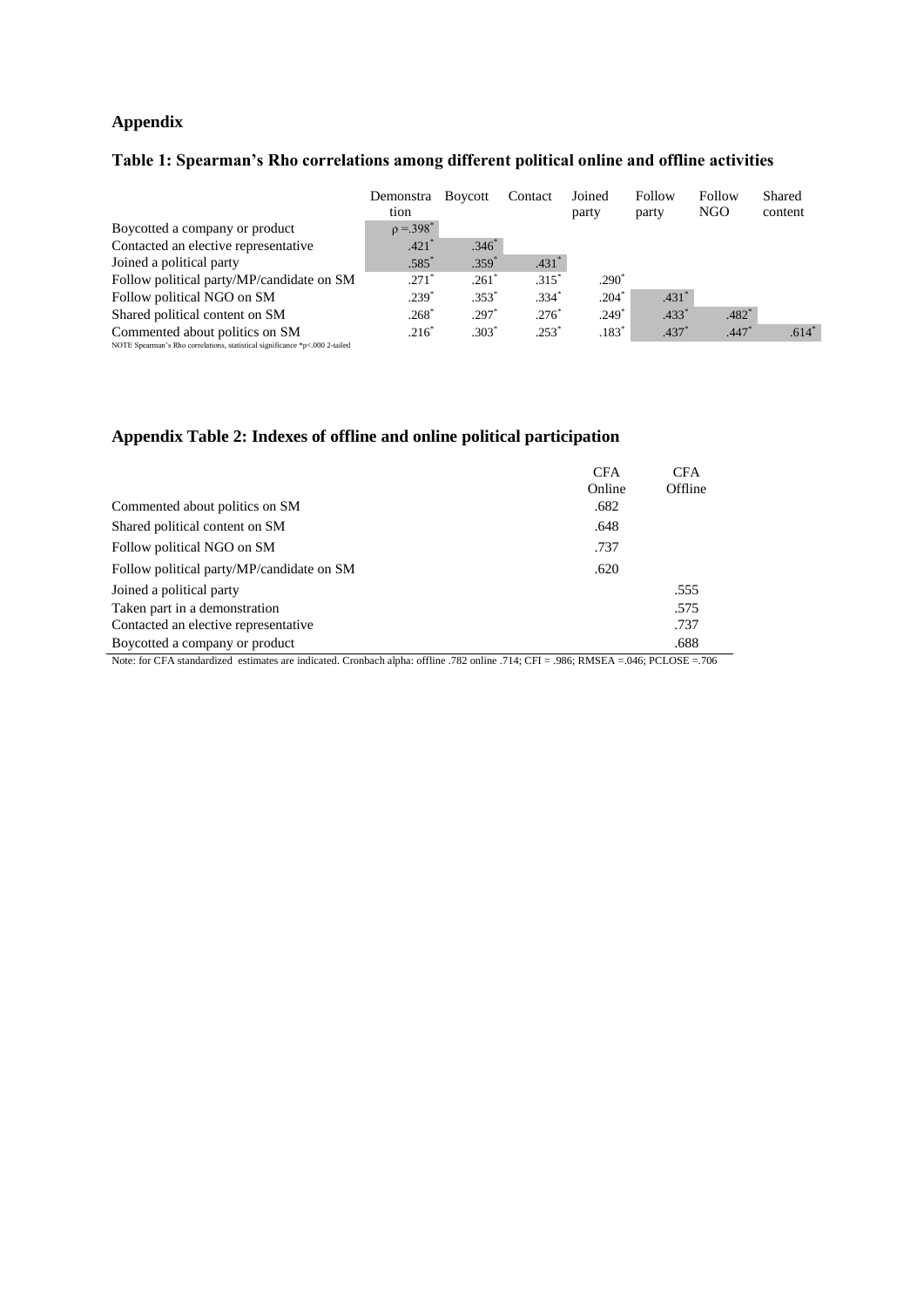## Appendix

### Table 1: Spearman's Rho correlations among different political online and offline activities

| | Demonstration | Boycott | Contact | Joined party | Follow party | Follow NGO | Shared content |
|---|---|---|---|---|---|---|---|
| Boycotted a company or product | ρ =.398* | | | | | | |
| Contacted an elective representative | .421* | .346* | | | | | |
| Joined a political party | .585* | .359* | .431* | | | | |
| Follow political party/MP/candidate on SM | .271* | .261* | .315* | .290* | | | |
| Follow political NGO on SM | .239* | .353* | .334* | .204* | .431* | | |
| Shared political content on SM | .268* | .297* | .276* | .249* | .433* | .482* | |
| Commented about politics on SM | .216* | .303* | .253* | .183* | .437* | .447* | .614* |

NOTE Spearman's Rho correlations, statistical significance *p<.000 2-tailed

### Appendix Table 2: Indexes of offline and online political participation

| | CFA Online | CFA Offline |
|---|---|---|
| Commented about politics on SM | .682 | |
| Shared political content on SM | .648 | |
| Follow political NGO on SM | .737 | |
| Follow political party/MP/candidate on SM | .620 | |
| Joined a political party | | .555 |
| Taken part in a demonstration | | .575 |
| Contacted an elective representative | | .737 |
| Boycotted a company or product | | .688 |

Note: for CFA standardized estimates are indicated. Cronbach alpha: offline .782 online .714; CFI = .986; RMSEA =.046; PCLOSE =.706